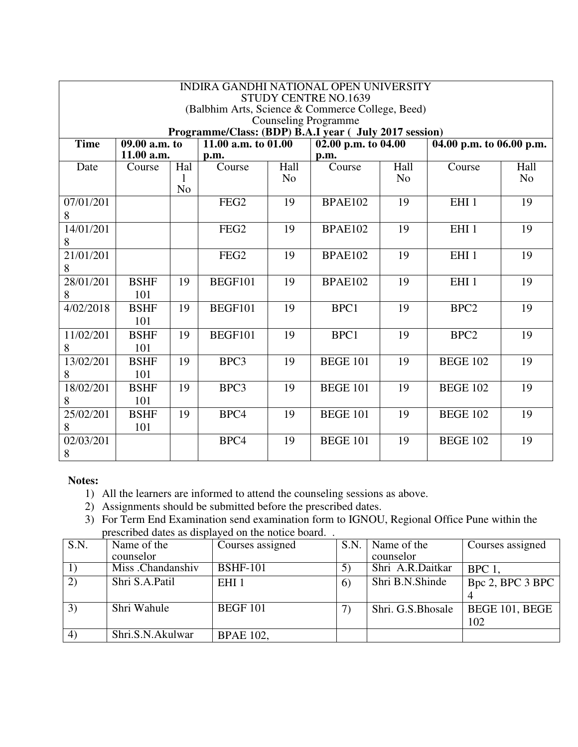INDIRA GANDHI NATIONAL OPEN UNIVERSITY
STUDY CENTRE NO.1639
(Balbhim Arts, Science & Commerce College, Beed)
Counseling Programme
**Programme/Class: (BDP) B.A.I year ( July 2017 session)**

| **Time** | **09.00 a.m. to 11.00 a.m.** | | **11.00 a.m. to 01.00 p.m.** | | **02.00 p.m. to 04.00 p.m.** | | **04.00 p.m. to 06.00 p.m.** | |
|---|---|---|---|---|---|---|---|---|
| Date | Course | Hall No | Course | Hall No | Course | Hall No | Course | Hall No |
| 07/01/2018 | | | FEG2 | 19 | BPAE102 | 19 | EHI 1 | 19 |
| 14/01/2018 | | | FEG2 | 19 | BPAE102 | 19 | EHI 1 | 19 |
| 21/01/2018 | | | FEG2 | 19 | BPAE102 | 19 | EHI 1 | 19 |
| 28/01/2018 | BSHF 101 | 19 | BEGF101 | 19 | BPAE102 | 19 | EHI 1 | 19 |
| 4/02/2018 | BSHF 101 | 19 | BEGF101 | 19 | BPC1 | 19 | BPC2 | 19 |
| 11/02/2018 | BSHF 101 | 19 | BEGF101 | 19 | BPC1 | 19 | BPC2 | 19 |
| 13/02/2018 | BSHF 101 | 19 | BPC3 | 19 | BEGE 101 | 19 | BEGE 102 | 19 |
| 18/02/2018 | BSHF 101 | 19 | BPC3 | 19 | BEGE 101 | 19 | BEGE 102 | 19 |
| 25/02/2018 | BSHF 101 | 19 | BPC4 | 19 | BEGE 101 | 19 | BEGE 102 | 19 |
| 02/03/2018 | | | BPC4 | 19 | BEGE 101 | 19 | BEGE 102 | 19 |

**Notes:**

1) All the learners are informed to attend the counseling sessions as above.
2) Assignments should be submitted before the prescribed dates.
3) For Term End Examination send examination form to IGNOU, Regional Office Pune within the prescribed dates as displayed on the notice board. .

| S.N. | Name of the counselor | Courses assigned | S.N. | Name of the counselor | Courses assigned |
|---|---|---|---|---|---|
| 1) | Miss .Chandanshiv | BSHF-101 | 5) | Shri A.R.Daitkar | BPC 1, |
| 2) | Shri S.A.Patil | EHI 1 | 6) | Shri B.N.Shinde | Bpc 2, BPC 3 BPC 4 |
| 3) | Shri Wahule | BEGF 101 | 7) | Shri. G.S.Bhosale | BEGE 101, BEGE 102 |
| 4) | Shri.S.N.Akulwar | BPAE 102, | | | |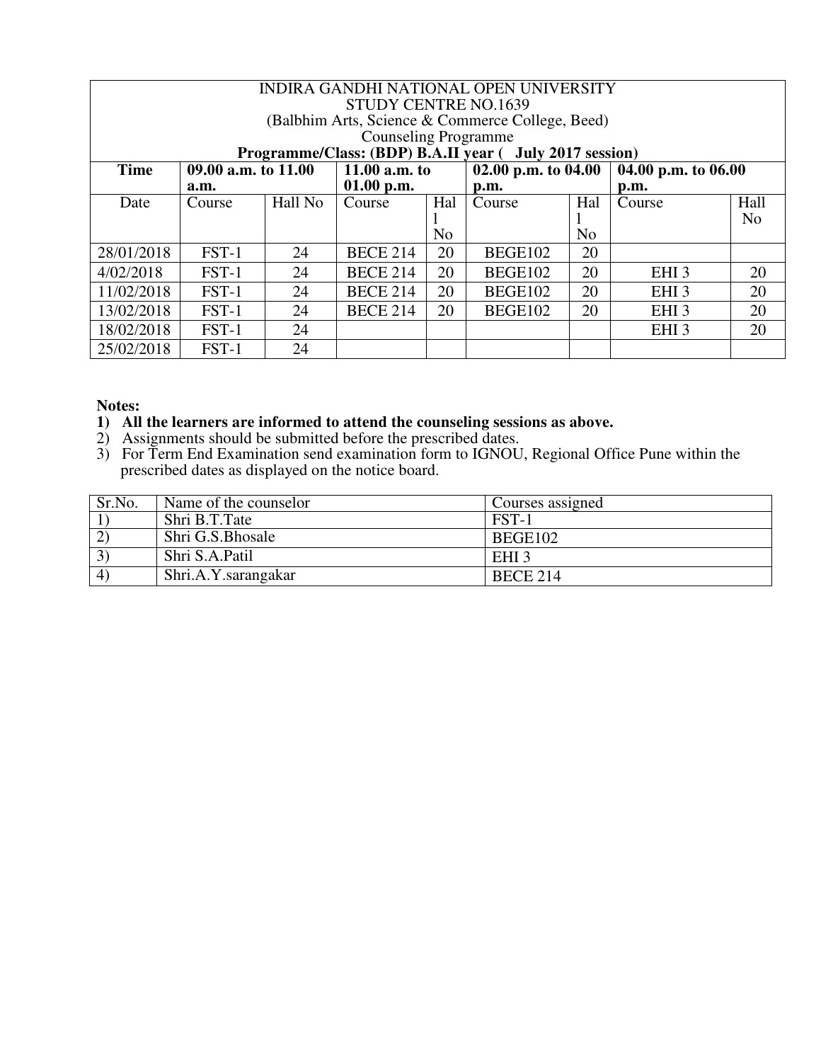INDIRA GANDHI NATIONAL OPEN UNIVERSITY
STUDY CENTRE NO.1639
(Balbhim Arts, Science & Commerce College, Beed)
Counseling Programme
**Programme/Class: (BDP) B.A.II year ( July 2017 session)**

| **Time** | **09.00 a.m. to 11.00 a.m.** | | **11.00 a.m. to 01.00 p.m.** | | **02.00 p.m. to 04.00 p.m.** | | **04.00 p.m. to 06.00 p.m.** | |
|---|---|---|---|---|---|---|---|---|
| Date | Course | Hall No | Course | Hall No | Course | Hall No | Course | Hall No |
| 28/01/2018 | FST-1 | 24 | BECE 214 | 20 | BEGE102 | 20 | | |
| 4/02/2018 | FST-1 | 24 | BECE 214 | 20 | BEGE102 | 20 | EHI 3 | 20 |
| 11/02/2018 | FST-1 | 24 | BECE 214 | 20 | BEGE102 | 20 | EHI 3 | 20 |
| 13/02/2018 | FST-1 | 24 | BECE 214 | 20 | BEGE102 | 20 | EHI 3 | 20 |
| 18/02/2018 | FST-1 | 24 | | | | | EHI 3 | 20 |
| 25/02/2018 | FST-1 | 24 | | | | | | |

**Notes:**

1) **All the learners are informed to attend the counseling sessions as above.**
2) Assignments should be submitted before the prescribed dates.
3) For Term End Examination send examination form to IGNOU, Regional Office Pune within the prescribed dates as displayed on the notice board.

| Sr.No. | Name of the counselor | Courses assigned |
|---|---|---|
| 1) | Shri B.T.Tate | FST-1 |
| 2) | Shri G.S.Bhosale | BEGE102 |
| 3) | Shri S.A.Patil | EHI 3 |
| 4) | Shri.A.Y.sarangakar | BECE 214 |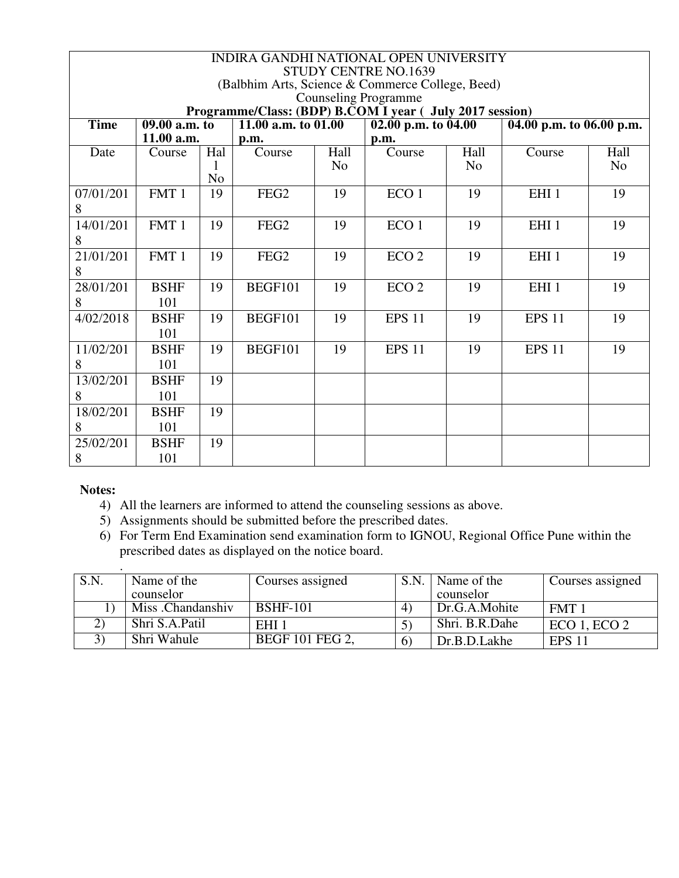| INDIRA GANDHI NATIONAL OPEN UNIVERSITY<br>STUDY CENTRE NO.1639<br>(Balbhim Arts, Science & Commerce College, Beed)<br>Counseling Programme<br>**Programme/Class: (BDP) B.COM I year ( July 2017 session)** | | | | | | | | |
|---|---|---|---|---|---|---|---|---|
| **Time** | **09.00 a.m. to 11.00 a.m.** | | **11.00 a.m. to 01.00 p.m.** | | **02.00 p.m. to 04.00 p.m.** | | **04.00 p.m. to 06.00 p.m.** | |
| Date | Course | Hall No | Course | Hall No | Course | Hall No | Course | Hall No |
| 07/01/2018 | FMT 1 | 19 | FEG2 | 19 | ECO 1 | 19 | EHI 1 | 19 |
| 14/01/2018 | FMT 1 | 19 | FEG2 | 19 | ECO 1 | 19 | EHI 1 | 19 |
| 21/01/2018 | FMT 1 | 19 | FEG2 | 19 | ECO 2 | 19 | EHI 1 | 19 |
| 28/01/2018 | BSHF 101 | 19 | BEGF101 | 19 | ECO 2 | 19 | EHI 1 | 19 |
| 4/02/2018 | BSHF 101 | 19 | BEGF101 | 19 | EPS 11 | 19 | EPS 11 | 19 |
| 11/02/2018 | BSHF 101 | 19 | BEGF101 | 19 | EPS 11 | 19 | EPS 11 | 19 |
| 13/02/2018 | BSHF 101 | 19 | | | | | | |
| 18/02/2018 | BSHF 101 | 19 | | | | | | |
| 25/02/2018 | BSHF 101 | 19 | | | | | | |

**Notes:**

4) All the learners are informed to attend the counseling sessions as above.
5) Assignments should be submitted before the prescribed dates.
6) For Term End Examination send examination form to IGNOU, Regional Office Pune within the prescribed dates as displayed on the notice board.

.

| S.N. | Name of the counselor | Courses assigned | S.N. | Name of the counselor | Courses assigned |
|---|---|---|---|---|---|
| 1) | Miss .Chandanshiv | BSHF-101 | 4) | Dr.G.A.Mohite | FMT 1 |
| 2) | Shri S.A.Patil | EHI 1 | 5) | Shri. B.R.Dahe | ECO 1, ECO 2 |
| 3) | Shri Wahule | BEGF 101 FEG 2, | 6) | Dr.B.D.Lakhe | EPS 11 |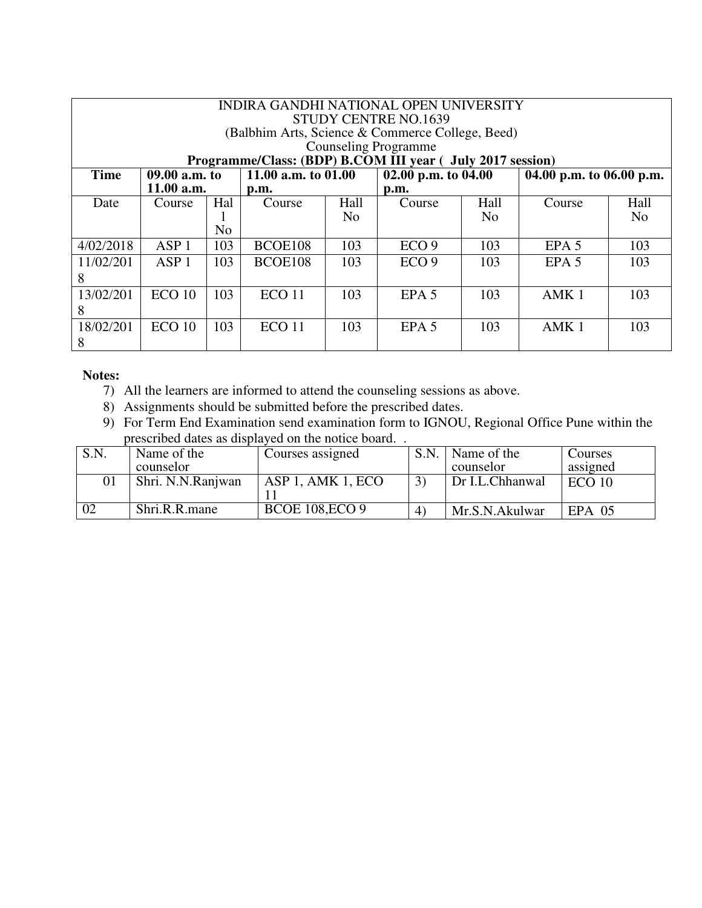| INDIRA GANDHI NATIONAL OPEN UNIVERSITY<br>STUDY CENTRE NO.1639<br>(Balbhim Arts, Science & Commerce College, Beed)<br>Counseling Programme<br>**Programme/Class: (BDP) B.COM III year ( July 2017 session)** | | | | | | | | |
|---|---|---|---|---|---|---|---|---|
| **Time** | **09.00 a.m. to 11.00 a.m.** | | **11.00 a.m. to 01.00 p.m.** | | **02.00 p.m. to 04.00 p.m.** | | **04.00 p.m. to 06.00 p.m.** | |
| Date | Course | Hall No | Course | Hall No | Course | Hall No | Course | Hall No |
| 4/02/2018 | ASP 1 | 103 | BCOE108 | 103 | ECO 9 | 103 | EPA 5 | 103 |
| 11/02/2018 | ASP 1 | 103 | BCOE108 | 103 | ECO 9 | 103 | EPA 5 | 103 |
| 13/02/2018 | ECO 10 | 103 | ECO 11 | 103 | EPA 5 | 103 | AMK 1 | 103 |
| 18/02/2018 | ECO 10 | 103 | ECO 11 | 103 | EPA 5 | 103 | AMK 1 | 103 |

**Notes:**

7) All the learners are informed to attend the counseling sessions as above.
8) Assignments should be submitted before the prescribed dates.
9) For Term End Examination send examination form to IGNOU, Regional Office Pune within the prescribed dates as displayed on the notice board. .

| S.N. | Name of the counselor | Courses assigned | S.N. | Name of the counselor | Courses assigned |
|---|---|---|---|---|---|
| 01 | Shri. N.N.Ranjwan | ASP 1, AMK 1, ECO 11 | 3) | Dr I.L.Chhanwal | ECO 10 |
| 02 | Shri.R.R.mane | BCOE 108,ECO 9 | 4) | Mr.S.N.Akulwar | EPA 05 |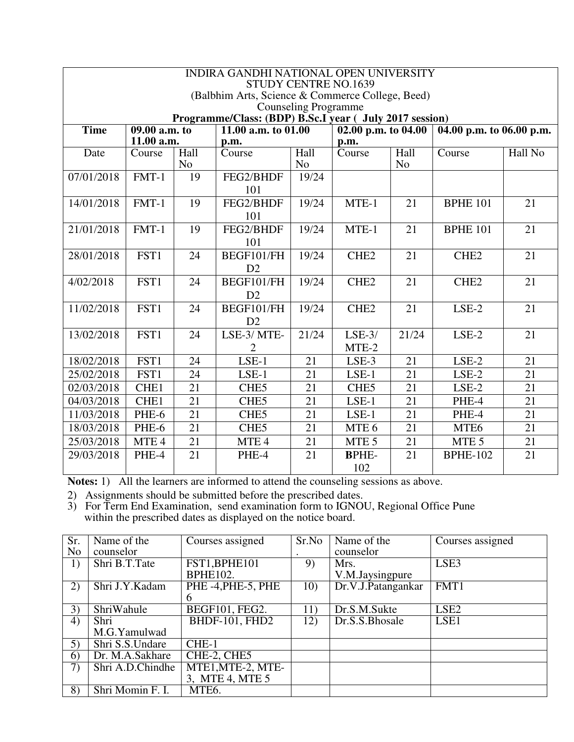INDIRA GANDHI NATIONAL OPEN UNIVERSITY
STUDY CENTRE NO.1639
(Balbhim Arts, Science & Commerce College, Beed)
Counseling Programme
**Programme/Class: (BDP) B.Sc.I year ( July 2017 session)**

| **Time** | **09.00 a.m. to 11.00 a.m.** | | **11.00 a.m. to 01.00 p.m.** | | **02.00 p.m. to 04.00 p.m.** | | **04.00 p.m. to 06.00 p.m.** | |
|---|---|---|---|---|---|---|---|---|
| Date | Course | Hall No | Course | Hall No | Course | Hall No | Course | Hall No |
| 07/01/2018 | FMT-1 | 19 | FEG2/BHDF 101 | 19/24 | | | | |
| 14/01/2018 | FMT-1 | 19 | FEG2/BHDF 101 | 19/24 | MTE-1 | 21 | BPHE 101 | 21 |
| 21/01/2018 | FMT-1 | 19 | FEG2/BHDF 101 | 19/24 | MTE-1 | 21 | BPHE 101 | 21 |
| 28/01/2018 | FST1 | 24 | BEGF101/FHD2 | 19/24 | CHE2 | 21 | CHE2 | 21 |
| 4/02/2018 | FST1 | 24 | BEGF101/FHD2 | 19/24 | CHE2 | 21 | CHE2 | 21 |
| 11/02/2018 | FST1 | 24 | BEGF101/FHD2 | 19/24 | CHE2 | 21 | LSE-2 | 21 |
| 13/02/2018 | FST1 | 24 | LSE-3/ MTE-2 | 21/24 | LSE-3/ MTE-2 | 21/24 | LSE-2 | 21 |
| 18/02/2018 | FST1 | 24 | LSE-1 | 21 | LSE-3 | 21 | LSE-2 | 21 |
| 25/02/2018 | FST1 | 24 | LSE-1 | 21 | LSE-1 | 21 | LSE-2 | 21 |
| 02/03/2018 | CHE1 | 21 | CHE5 | 21 | CHE5 | 21 | LSE-2 | 21 |
| 04/03/2018 | CHE1 | 21 | CHE5 | 21 | LSE-1 | 21 | PHE-4 | 21 |
| 11/03/2018 | PHE-6 | 21 | CHE5 | 21 | LSE-1 | 21 | PHE-4 | 21 |
| 18/03/2018 | PHE-6 | 21 | CHE5 | 21 | MTE 6 | 21 | MTE6 | 21 |
| 25/03/2018 | MTE 4 | 21 | MTE 4 | 21 | MTE 5 | 21 | MTE 5 | 21 |
| 29/03/2018 | PHE-4 | 21 | PHE-4 | 21 | **B**PHE-102 | 21 | BPHE-102 | 21 |

**Notes:** 1) All the learners are informed to attend the counseling sessions as above.

2) Assignments should be submitted before the prescribed dates.
3) For Term End Examination, send examination form to IGNOU, Regional Office Pune within the prescribed dates as displayed on the notice board.

| Sr. No | Name of the counselor | Courses assigned | Sr.No. | Name of the counselor | Courses assigned |
|---|---|---|---|---|---|
| 1) | Shri B.T.Tate | FST1,BPHE101 BPHE102. | 9) | Mrs. V.M.Jaysingpure | LSE3 |
| 2) | Shri J.Y.Kadam | PHE -4,PHE-5, PHE 6 | 10) | Dr.V.J.Patangankar | FMT1 |
| 3) | ShriWahule | BEGF101, FEG2. | 11) | Dr.S.M.Sukte | LSE2 |
| 4) | Shri M.G.Yamulwad | BHDF-101, FHD2 | 12) | Dr.S.S.Bhosale | LSE1 |
| 5) | Shri S.S.Undare | CHE-1 | | | |
| 6) | Dr. M.A.Sakhare | CHE-2, CHE5 | | | |
| 7) | Shri A.D.Chindhe | MTE1,MTE-2, MTE-3, MTE 4, MTE 5 | | | |
| 8) | Shri Momin F. I. | MTE6. | | | |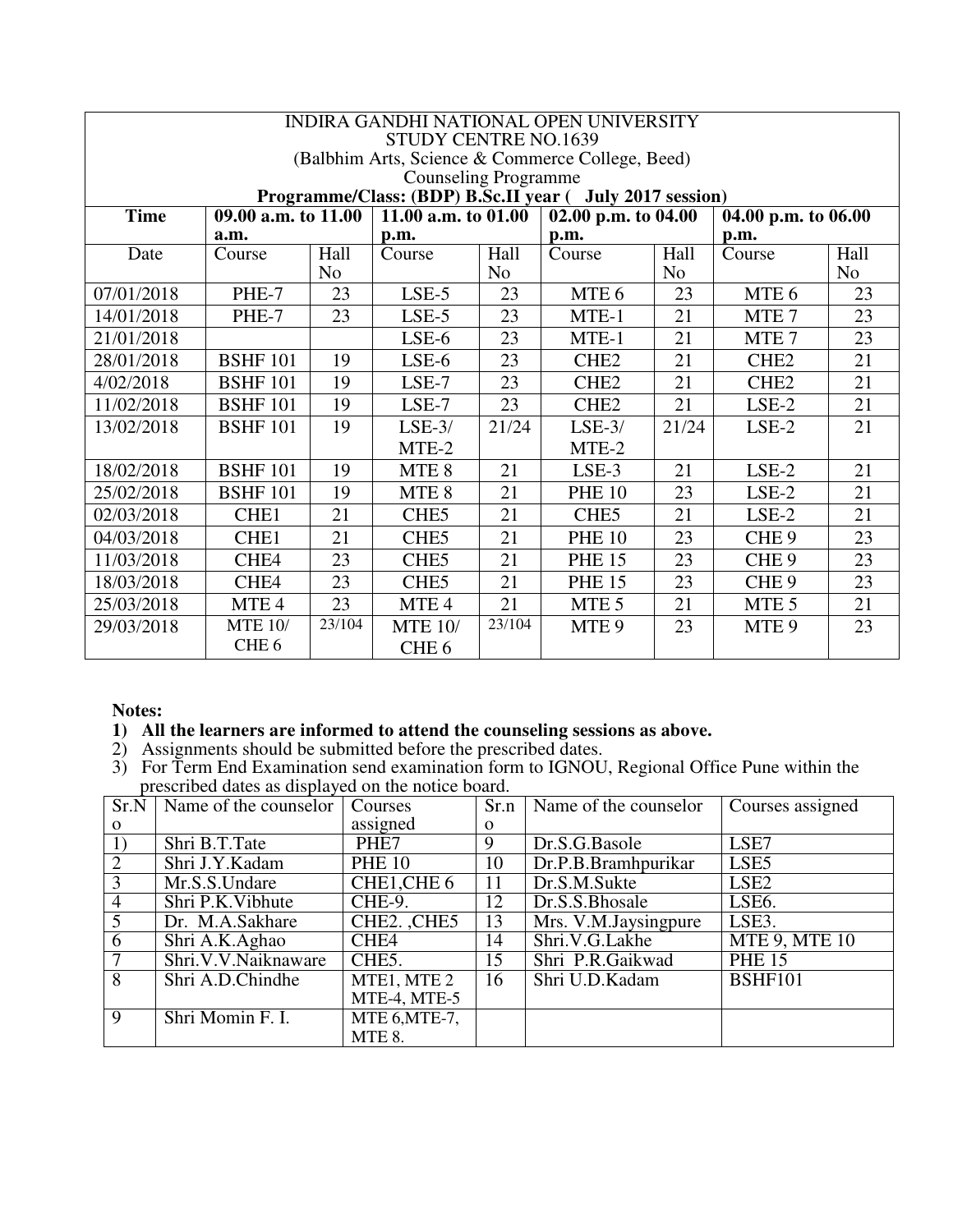INDIRA GANDHI NATIONAL OPEN UNIVERSITY
STUDY CENTRE NO.1639
(Balbhim Arts, Science & Commerce College, Beed)
Counseling Programme
**Programme/Class: (BDP) B.Sc.II year ( July 2017 session)**

| **Time** | **09.00 a.m. to 11.00 a.m.** | | **11.00 a.m. to 01.00 p.m.** | | **02.00 p.m. to 04.00 p.m.** | | **04.00 p.m. to 06.00 p.m.** | |
|---|---|---|---|---|---|---|---|---|
| Date | Course | Hall No | Course | Hall No | Course | Hall No | Course | Hall No |
| 07/01/2018 | PHE-7 | 23 | LSE-5 | 23 | MTE 6 | 23 | MTE 6 | 23 |
| 14/01/2018 | PHE-7 | 23 | LSE-5 | 23 | MTE-1 | 21 | MTE 7 | 23 |
| 21/01/2018 | | | LSE-6 | 23 | MTE-1 | 21 | MTE 7 | 23 |
| 28/01/2018 | BSHF 101 | 19 | LSE-6 | 23 | CHE2 | 21 | CHE2 | 21 |
| 4/02/2018 | BSHF 101 | 19 | LSE-7 | 23 | CHE2 | 21 | CHE2 | 21 |
| 11/02/2018 | BSHF 101 | 19 | LSE-7 | 23 | CHE2 | 21 | LSE-2 | 21 |
| 13/02/2018 | BSHF 101 | 19 | LSE-3/ MTE-2 | 21/24 | LSE-3/ MTE-2 | 21/24 | LSE-2 | 21 |
| 18/02/2018 | BSHF 101 | 19 | MTE 8 | 21 | LSE-3 | 21 | LSE-2 | 21 |
| 25/02/2018 | BSHF 101 | 19 | MTE 8 | 21 | PHE 10 | 23 | LSE-2 | 21 |
| 02/03/2018 | CHE1 | 21 | CHE5 | 21 | CHE5 | 21 | LSE-2 | 21 |
| 04/03/2018 | CHE1 | 21 | CHE5 | 21 | PHE 10 | 23 | CHE 9 | 23 |
| 11/03/2018 | CHE4 | 23 | CHE5 | 21 | PHE 15 | 23 | CHE 9 | 23 |
| 18/03/2018 | CHE4 | 23 | CHE5 | 21 | PHE 15 | 23 | CHE 9 | 23 |
| 25/03/2018 | MTE 4 | 23 | MTE 4 | 21 | MTE 5 | 21 | MTE 5 | 21 |
| 29/03/2018 | MTE 10/ CHE 6 | 23/104 | MTE 10/ CHE 6 | 23/104 | MTE 9 | 23 | MTE 9 | 23 |

**Notes:**

1) **All the learners are informed to attend the counseling sessions as above.**
2) Assignments should be submitted before the prescribed dates.
3) For Term End Examination send examination form to IGNOU, Regional Office Pune within the prescribed dates as displayed on the notice board.

| Sr.No | Name of the counselor | Courses assigned | Sr.no | Name of the counselor | Courses assigned |
|---|---|---|---|---|---|
| 1) | Shri B.T.Tate | PHE7 | 9 | Dr.S.G.Basole | LSE7 |
| 2 | Shri J.Y.Kadam | PHE 10 | 10 | Dr.P.B.Bramhpurikar | LSE5 |
| 3 | Mr.S.S.Undare | CHE1,CHE 6 | 11 | Dr.S.M.Sukte | LSE2 |
| 4 | Shri P.K.Vibhute | CHE-9. | 12 | Dr.S.S.Bhosale | LSE6. |
| 5 | Dr. M.A.Sakhare | CHE2. ,CHE5 | 13 | Mrs. V.M.Jaysingpure | LSE3. |
| 6 | Shri A.K.Aghao | CHE4 | 14 | Shri.V.G.Lakhe | MTE 9, MTE 10 |
| 7 | Shri.V.V.Naiknaware | CHE5. | 15 | Shri P.R.Gaikwad | PHE 15 |
| 8 | Shri A.D.Chindhe | MTE1, MTE 2 MTE-4, MTE-5 | 16 | Shri U.D.Kadam | BSHF101 |
| 9 | Shri Momin F. I. | MTE 6,MTE-7, MTE 8. | | | |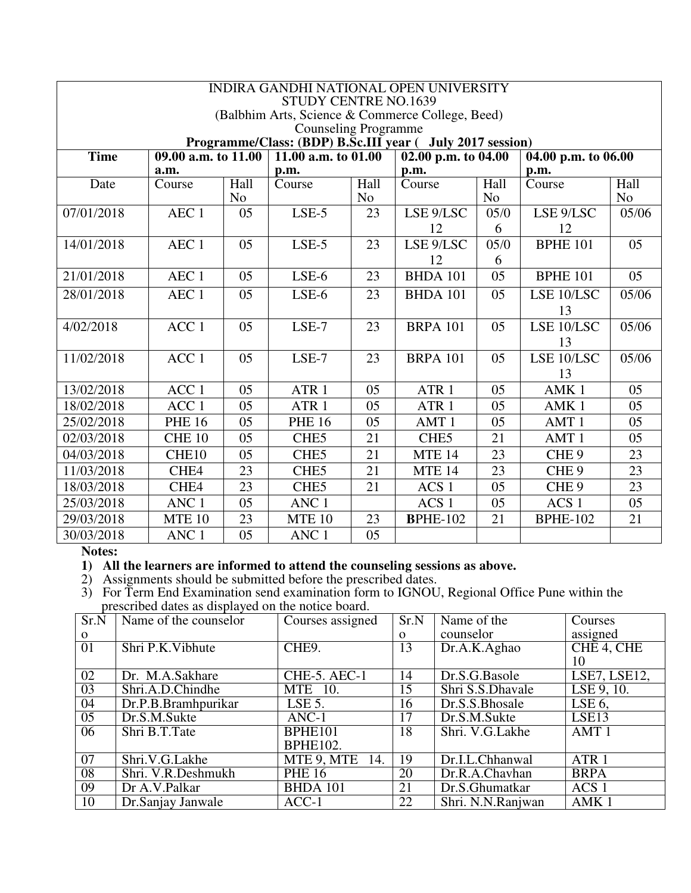INDIRA GANDHI NATIONAL OPEN UNIVERSITY
STUDY CENTRE NO.1639
(Balbhim Arts, Science & Commerce College, Beed)
Counseling Programme
**Programme/Class: (BDP) B.Sc.III year ( July 2017 session)**

| **Time** | **09.00 a.m. to 11.00 a.m.** | | **11.00 a.m. to 01.00 p.m.** | | **02.00 p.m. to 04.00 p.m.** | | **04.00 p.m. to 06.00 p.m.** | |
|---|---|---|---|---|---|---|---|---|
| Date | Course | Hall No | Course | Hall No | Course | Hall No | Course | Hall No |
| 07/01/2018 | AEC 1 | 05 | LSE-5 | 23 | LSE 9/LSC 12 | 05/06 | LSE 9/LSC 12 | 05/06 |
| 14/01/2018 | AEC 1 | 05 | LSE-5 | 23 | LSE 9/LSC 12 | 05/06 | BPHE 101 | 05 |
| 21/01/2018 | AEC 1 | 05 | LSE-6 | 23 | BHDA 101 | 05 | BPHE 101 | 05 |
| 28/01/2018 | AEC 1 | 05 | LSE-6 | 23 | BHDA 101 | 05 | LSE 10/LSC 13 | 05/06 |
| 4/02/2018 | ACC 1 | 05 | LSE-7 | 23 | BRPA 101 | 05 | LSE 10/LSC 13 | 05/06 |
| 11/02/2018 | ACC 1 | 05 | LSE-7 | 23 | BRPA 101 | 05 | LSE 10/LSC 13 | 05/06 |
| 13/02/2018 | ACC 1 | 05 | ATR 1 | 05 | ATR 1 | 05 | AMK 1 | 05 |
| 18/02/2018 | ACC 1 | 05 | ATR 1 | 05 | ATR 1 | 05 | AMK 1 | 05 |
| 25/02/2018 | PHE 16 | 05 | PHE 16 | 05 | AMT 1 | 05 | AMT 1 | 05 |
| 02/03/2018 | CHE 10 | 05 | CHE5 | 21 | CHE5 | 21 | AMT 1 | 05 |
| 04/03/2018 | CHE10 | 05 | CHE5 | 21 | MTE 14 | 23 | CHE 9 | 23 |
| 11/03/2018 | CHE4 | 23 | CHE5 | 21 | MTE 14 | 23 | CHE 9 | 23 |
| 18/03/2018 | CHE4 | 23 | CHE5 | 21 | ACS 1 | 05 | CHE 9 | 23 |
| 25/03/2018 | ANC 1 | 05 | ANC 1 | | ACS 1 | 05 | ACS 1 | 05 |
| 29/03/2018 | MTE 10 | 23 | MTE 10 | 23 | **B**PHE-102 | 21 | BPHE-102 | 21 |
| 30/03/2018 | ANC 1 | 05 | ANC 1 | 05 | | | | |

**Notes:**

1) **All the learners are informed to attend the counseling sessions as above.**
2) Assignments should be submitted before the prescribed dates.
3) For Term End Examination send examination form to IGNOU, Regional Office Pune within the prescribed dates as displayed on the notice board.

| Sr.No | Name of the counselor | Courses assigned | Sr.No | Name of the counselor | Courses assigned |
|---|---|---|---|---|---|
| 01 | Shri P.K.Vibhute | CHE9. | 13 | Dr.A.K.Aghao | CHE 4, CHE 10 |
| 02 | Dr. M.A.Sakhare | CHE-5. AEC-1 | 14 | Dr.S.G.Basole | LSE7, LSE12, |
| 03 | Shri.A.D.Chindhe | MTE 10. | 15 | Shri S.S.Dhavale | LSE 9, 10. |
| 04 | Dr.P.B.Bramhpurikar | LSE 5. | 16 | Dr.S.S.Bhosale | LSE 6, |
| 05 | Dr.S.M.Sukte | ANC-1 | 17 | Dr.S.M.Sukte | LSE13 |
| 06 | Shri B.T.Tate | BPHE101 BPHE102. | 18 | Shri. V.G.Lakhe | AMT 1 |
| 07 | Shri.V.G.Lakhe | MTE 9, MTE 14. | 19 | Dr.I.L.Chhanwal | ATR 1 |
| 08 | Shri. V.R.Deshmukh | PHE 16 | 20 | Dr.R.A.Chavhan | BRPA |
| 09 | Dr A.V.Palkar | BHDA 101 | 21 | Dr.S.Ghumatkar | ACS 1 |
| 10 | Dr.Sanjay Janwale | ACC-1 | 22 | Shri. N.N.Ranjwan | AMK 1 |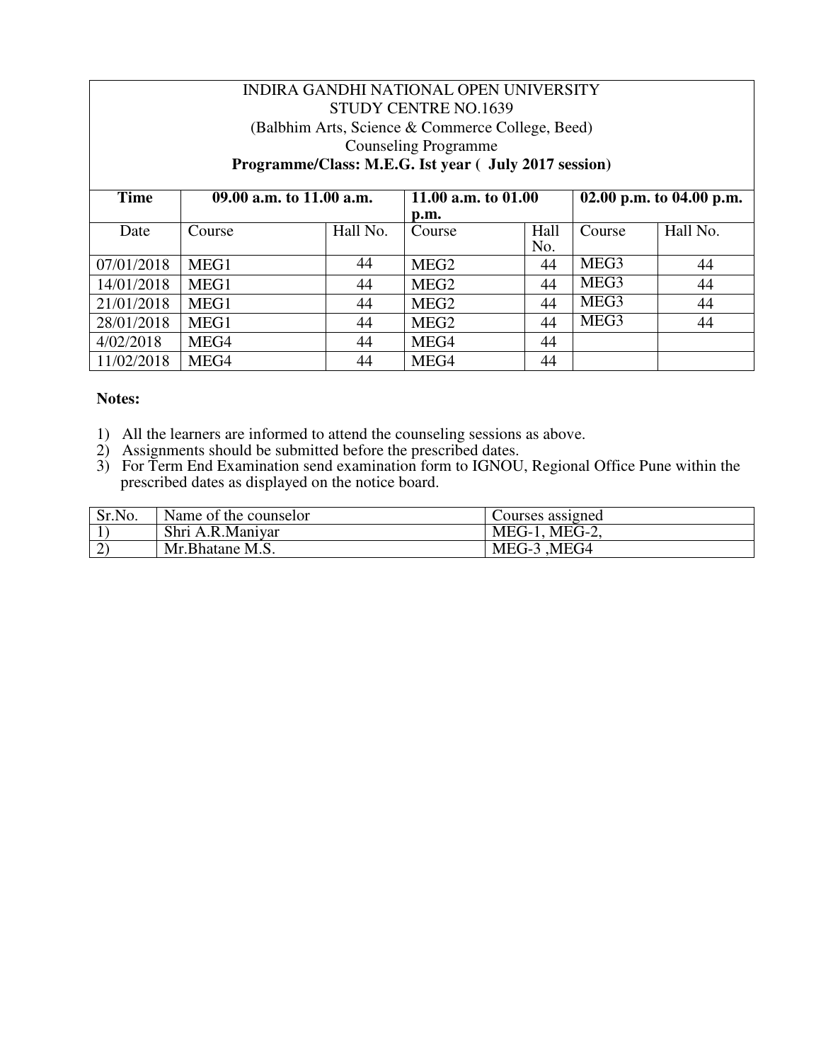INDIRA GANDHI NATIONAL OPEN UNIVERSITY
STUDY CENTRE NO.1639
(Balbhim Arts, Science & Commerce College, Beed)
Counseling Programme
**Programme/Class: M.E.G. Ist year ( July 2017 session)**

| **Time** | **09.00 a.m. to 11.00 a.m.** | | **11.00 a.m. to 01.00 p.m.** | | **02.00 p.m. to 04.00 p.m.** | |
|---|---|---|---|---|---|---|
| Date | Course | Hall No. | Course | Hall No. | Course | Hall No. |
| 07/01/2018 | MEG1 | 44 | MEG2 | 44 | MEG3 | 44 |
| 14/01/2018 | MEG1 | 44 | MEG2 | 44 | MEG3 | 44 |
| 21/01/2018 | MEG1 | 44 | MEG2 | 44 | MEG3 | 44 |
| 28/01/2018 | MEG1 | 44 | MEG2 | 44 | MEG3 | 44 |
| 4/02/2018 | MEG4 | 44 | MEG4 | 44 | | |
| 11/02/2018 | MEG4 | 44 | MEG4 | 44 | | |

**Notes:**

1) All the learners are informed to attend the counseling sessions as above.
2) Assignments should be submitted before the prescribed dates.
3) For Term End Examination send examination form to IGNOU, Regional Office Pune within the prescribed dates as displayed on the notice board.

| Sr.No. | Name of the counselor | Courses assigned |
|---|---|---|
| 1) | Shri A.R.Maniyar | MEG-1, MEG-2, |
| 2) | Mr.Bhatane M.S. | MEG-3 ,MEG4 |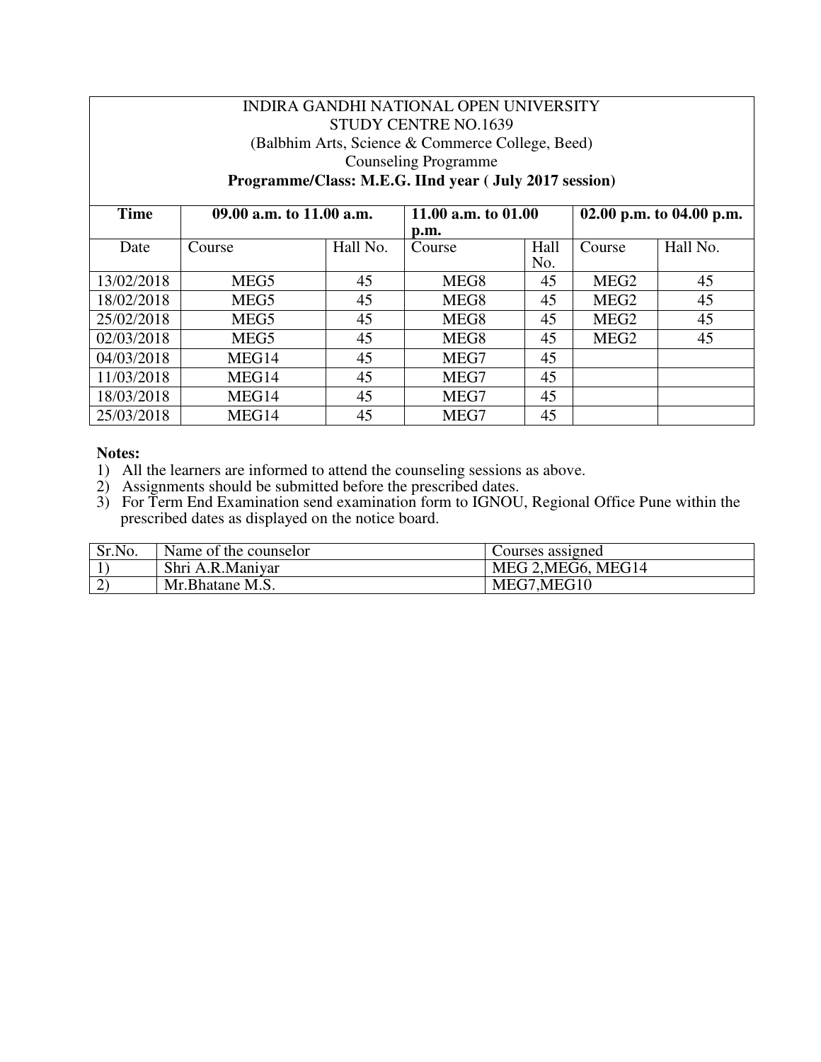INDIRA GANDHI NATIONAL OPEN UNIVERSITY
STUDY CENTRE NO.1639
(Balbhim Arts, Science & Commerce College, Beed)
Counseling Programme
**Programme/Class: M.E.G. IInd year ( July 2017 session)**

| **Time** | **09.00 a.m. to 11.00 a.m.** | | **11.00 a.m. to 01.00 p.m.** | | **02.00 p.m. to 04.00 p.m.** | |
|---|---|---|---|---|---|---|
| Date | Course | Hall No. | Course | Hall No. | Course | Hall No. |
| 13/02/2018 | MEG5 | 45 | MEG8 | 45 | MEG2 | 45 |
| 18/02/2018 | MEG5 | 45 | MEG8 | 45 | MEG2 | 45 |
| 25/02/2018 | MEG5 | 45 | MEG8 | 45 | MEG2 | 45 |
| 02/03/2018 | MEG5 | 45 | MEG8 | 45 | MEG2 | 45 |
| 04/03/2018 | MEG14 | 45 | MEG7 | 45 | | |
| 11/03/2018 | MEG14 | 45 | MEG7 | 45 | | |
| 18/03/2018 | MEG14 | 45 | MEG7 | 45 | | |
| 25/03/2018 | MEG14 | 45 | MEG7 | 45 | | |

**Notes:**

1) All the learners are informed to attend the counseling sessions as above.
2) Assignments should be submitted before the prescribed dates.
3) For Term End Examination send examination form to IGNOU, Regional Office Pune within the prescribed dates as displayed on the notice board.

| Sr.No. | Name of the counselor | Courses assigned |
|---|---|---|
| 1) | Shri A.R.Maniyar | MEG 2,MEG6, MEG14 |
| 2) | Mr.Bhatane M.S. | MEG7,MEG10 |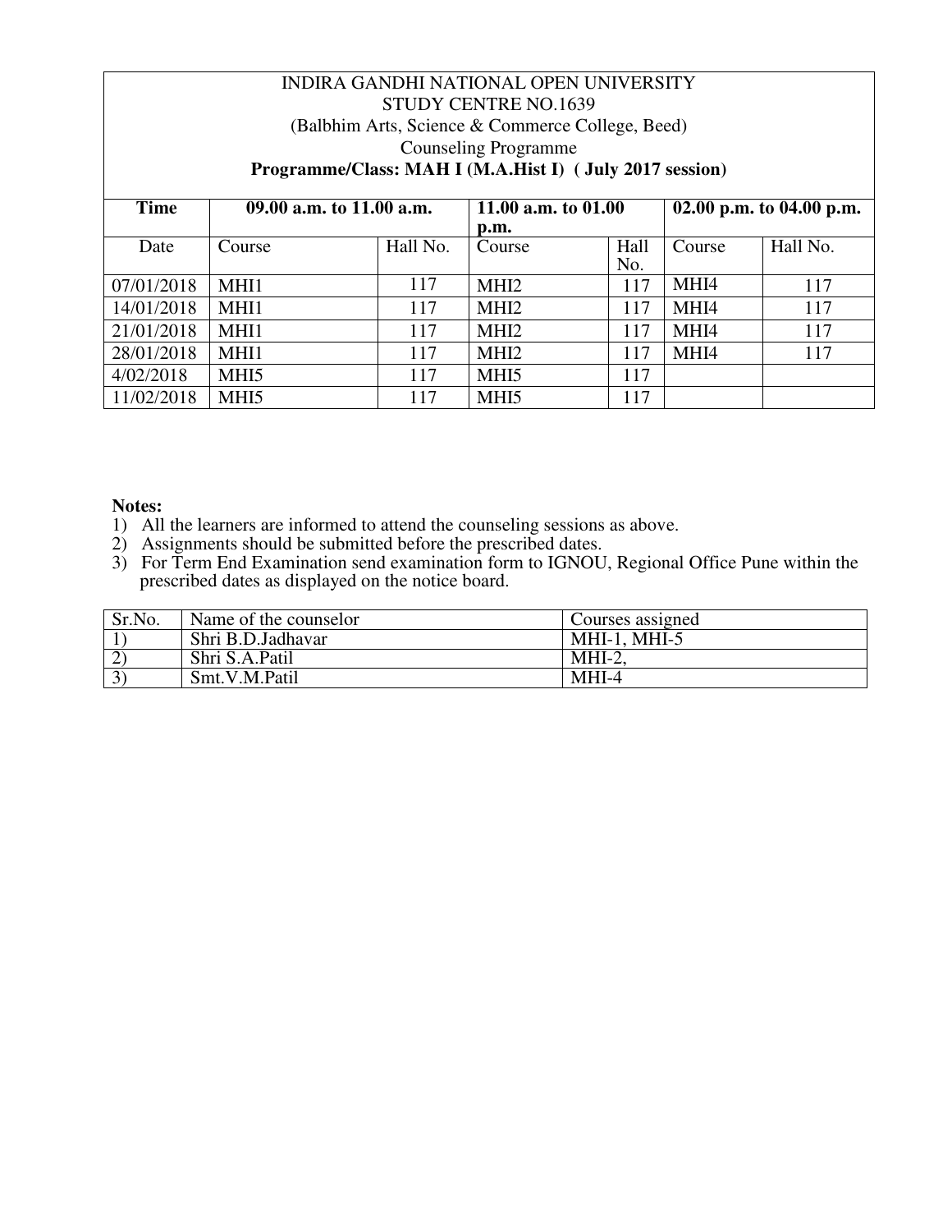INDIRA GANDHI NATIONAL OPEN UNIVERSITY
STUDY CENTRE NO.1639
(Balbhim Arts, Science & Commerce College, Beed)
Counseling Programme
**Programme/Class: MAH I (M.A.Hist I) ( July 2017 session)**

| **Time** | **09.00 a.m. to 11.00 a.m.** | | **11.00 a.m. to 01.00 p.m.** | | **02.00 p.m. to 04.00 p.m.** | |
|---|---|---|---|---|---|---|
| Date | Course | Hall No. | Course | Hall No. | Course | Hall No. |
| 07/01/2018 | MHI1 | 117 | MHI2 | 117 | MHI4 | 117 |
| 14/01/2018 | MHI1 | 117 | MHI2 | 117 | MHI4 | 117 |
| 21/01/2018 | MHI1 | 117 | MHI2 | 117 | MHI4 | 117 |
| 28/01/2018 | MHI1 | 117 | MHI2 | 117 | MHI4 | 117 |
| 4/02/2018 | MHI5 | 117 | MHI5 | 117 | | |
| 11/02/2018 | MHI5 | 117 | MHI5 | 117 | | |

**Notes:**
1) All the learners are informed to attend the counseling sessions as above.
2) Assignments should be submitted before the prescribed dates.
3) For Term End Examination send examination form to IGNOU, Regional Office Pune within the prescribed dates as displayed on the notice board.

| Sr.No. | Name of the counselor | Courses assigned |
|---|---|---|
| 1) | Shri B.D.Jadhavar | MHI-1, MHI-5 |
| 2) | Shri S.A.Patil | MHI-2, |
| 3) | Smt.V.M.Patil | MHI-4 |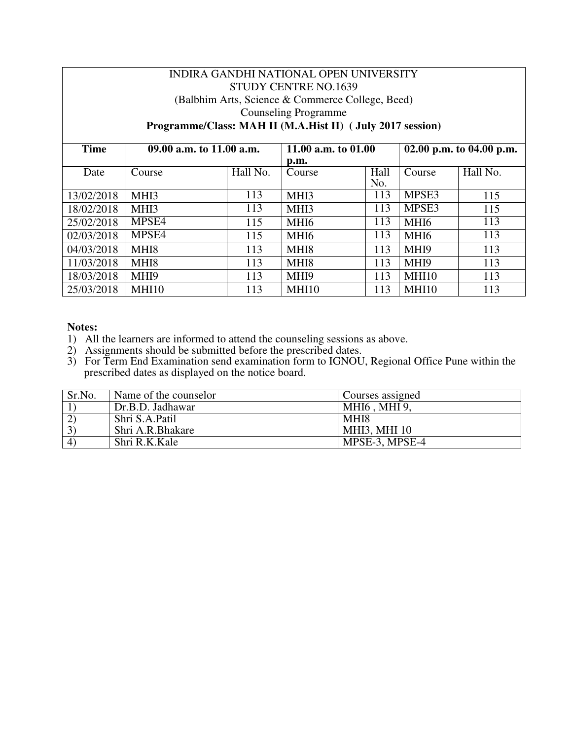INDIRA GANDHI NATIONAL OPEN UNIVERSITY

STUDY CENTRE NO.1639

(Balbhim Arts, Science & Commerce College, Beed)

Counseling Programme

**Programme/Class: MAH II (M.A.Hist II) ( July 2017 session)**

| **Time** | **09.00 a.m. to 11.00 a.m.** | | **11.00 a.m. to 01.00 p.m.** | | **02.00 p.m. to 04.00 p.m.** | |
|---|---|---|---|---|---|---|
| Date | Course | Hall No. | Course | Hall No. | Course | Hall No. |
| 13/02/2018 | MHI3 | 113 | MHI3 | 113 | MPSE3 | 115 |
| 18/02/2018 | MHI3 | 113 | MHI3 | 113 | MPSE3 | 115 |
| 25/02/2018 | MPSE4 | 115 | MHI6 | 113 | MHI6 | 113 |
| 02/03/2018 | MPSE4 | 115 | MHI6 | 113 | MHI6 | 113 |
| 04/03/2018 | MHI8 | 113 | MHI8 | 113 | MHI9 | 113 |
| 11/03/2018 | MHI8 | 113 | MHI8 | 113 | MHI9 | 113 |
| 18/03/2018 | MHI9 | 113 | MHI9 | 113 | MHI10 | 113 |
| 25/03/2018 | MHI10 | 113 | MHI10 | 113 | MHI10 | 113 |

**Notes:**

1) All the learners are informed to attend the counseling sessions as above.
2) Assignments should be submitted before the prescribed dates.
3) For Term End Examination send examination form to IGNOU, Regional Office Pune within the prescribed dates as displayed on the notice board.

| Sr.No. | Name of the counselor | Courses assigned |
|---|---|---|
| 1) | Dr.B.D. Jadhawar | MHI6 , MHI 9, |
| 2) | Shri S.A.Patil | MHI8 |
| 3) | Shri A.R.Bhakare | MHI3, MHI 10 |
| 4) | Shri R.K.Kale | MPSE-3, MPSE-4 |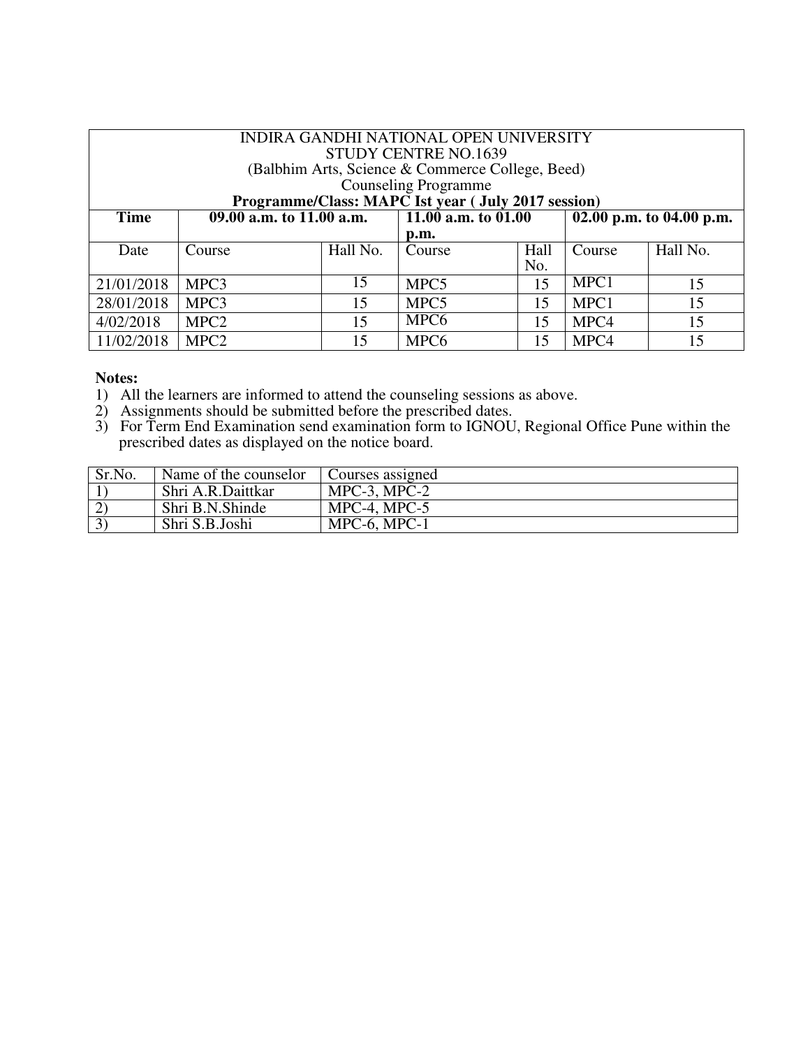| INDIRA GANDHI NATIONAL OPEN UNIVERSITY<br>STUDY CENTRE NO.1639<br>(Balbhim Arts, Science & Commerce College, Beed)<br>Counseling Programme<br>**Programme/Class: MAPC Ist year ( July 2017 session)** | | | | | | |
|---|---|---|---|---|---|---|
| **Time** | **09.00 a.m. to 11.00 a.m.** | | **11.00 a.m. to 01.00 p.m.** | | **02.00 p.m. to 04.00 p.m.** | |
| Date | Course | Hall No. | Course | Hall No. | Course | Hall No. |
| 21/01/2018 | MPC3 | 15 | MPC5 | 15 | MPC1 | 15 |
| 28/01/2018 | MPC3 | 15 | MPC5 | 15 | MPC1 | 15 |
| 4/02/2018 | MPC2 | 15 | MPC6 | 15 | MPC4 | 15 |
| 11/02/2018 | MPC2 | 15 | MPC6 | 15 | MPC4 | 15 |

**Notes:**

1) All the learners are informed to attend the counseling sessions as above.
2) Assignments should be submitted before the prescribed dates.
3) For Term End Examination send examination form to IGNOU, Regional Office Pune within the prescribed dates as displayed on the notice board.

| Sr.No. | Name of the counselor | Courses assigned |
|---|---|---|
| 1) | Shri A.R.Daittkar | MPC-3, MPC-2 |
| 2) | Shri B.N.Shinde | MPC-4, MPC-5 |
| 3) | Shri S.B.Joshi | MPC-6, MPC-1 |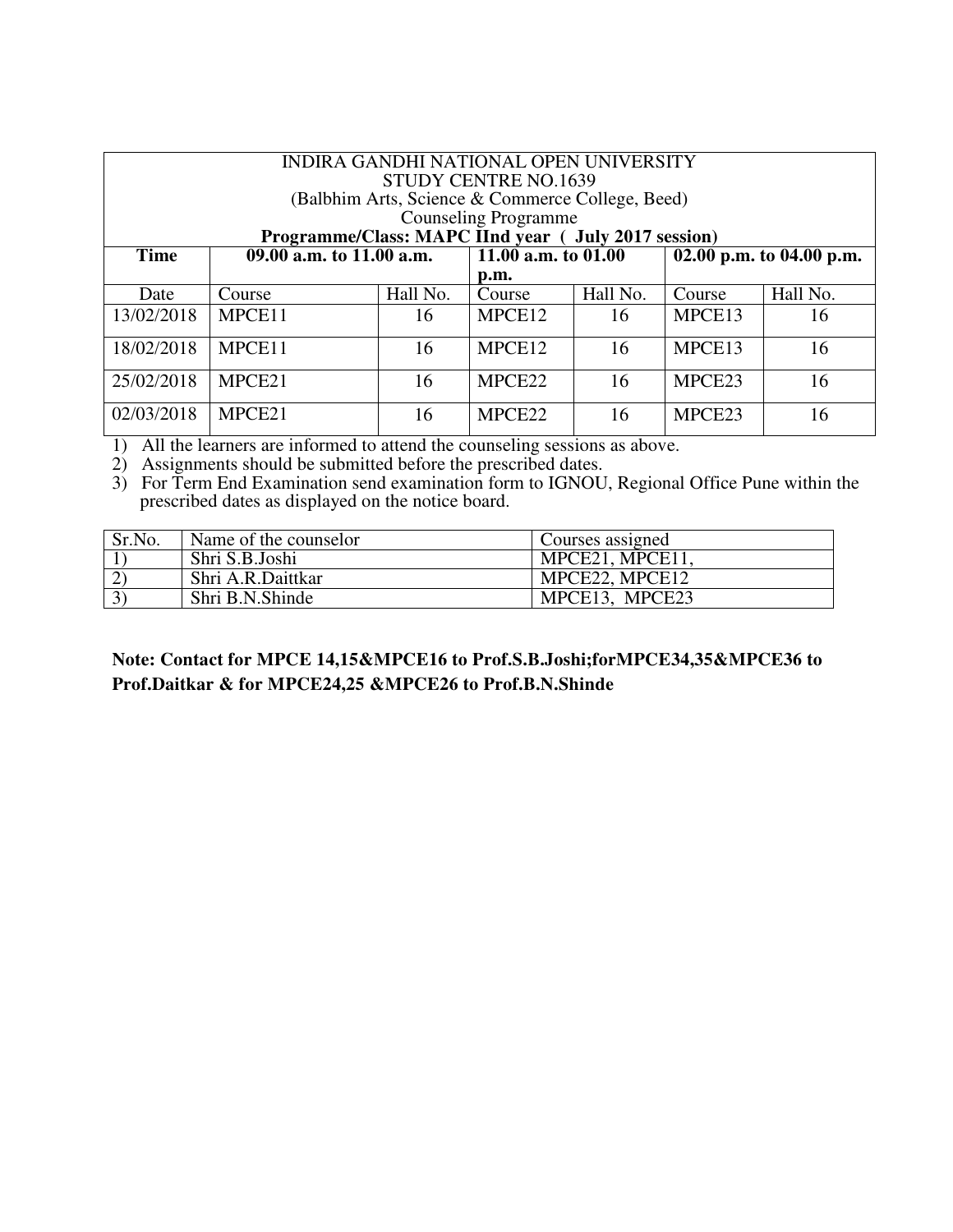INDIRA GANDHI NATIONAL OPEN UNIVERSITY
STUDY CENTRE NO.1639
(Balbhim Arts, Science & Commerce College, Beed)
Counseling Programme

**Programme/Class: MAPC IInd year ( July 2017 session)**

| **Time** | **09.00 a.m. to 11.00 a.m.** | | **11.00 a.m. to 01.00 p.m.** | | **02.00 p.m. to 04.00 p.m.** | |
|---|---|---|---|---|---|---|
| Date | Course | Hall No. | Course | Hall No. | Course | Hall No. |
| 13/02/2018 | MPCE11 | 16 | MPCE12 | 16 | MPCE13 | 16 |
| 18/02/2018 | MPCE11 | 16 | MPCE12 | 16 | MPCE13 | 16 |
| 25/02/2018 | MPCE21 | 16 | MPCE22 | 16 | MPCE23 | 16 |
| 02/03/2018 | MPCE21 | 16 | MPCE22 | 16 | MPCE23 | 16 |

1) All the learners are informed to attend the counseling sessions as above.
2) Assignments should be submitted before the prescribed dates.
3) For Term End Examination send examination form to IGNOU, Regional Office Pune within the prescribed dates as displayed on the notice board.

| Sr.No. | Name of the counselor | Courses assigned |
|---|---|---|
| 1) | Shri S.B.Joshi | MPCE21, MPCE11, |
| 2) | Shri A.R.Daittkar | MPCE22, MPCE12 |
| 3) | Shri B.N.Shinde | MPCE13, MPCE23 |

**Note: Contact for MPCE 14,15&MPCE16 to Prof.S.B.Joshi;forMPCE34,35&MPCE36 to Prof.Daitkar & for MPCE24,25 &MPCE26 to Prof.B.N.Shinde**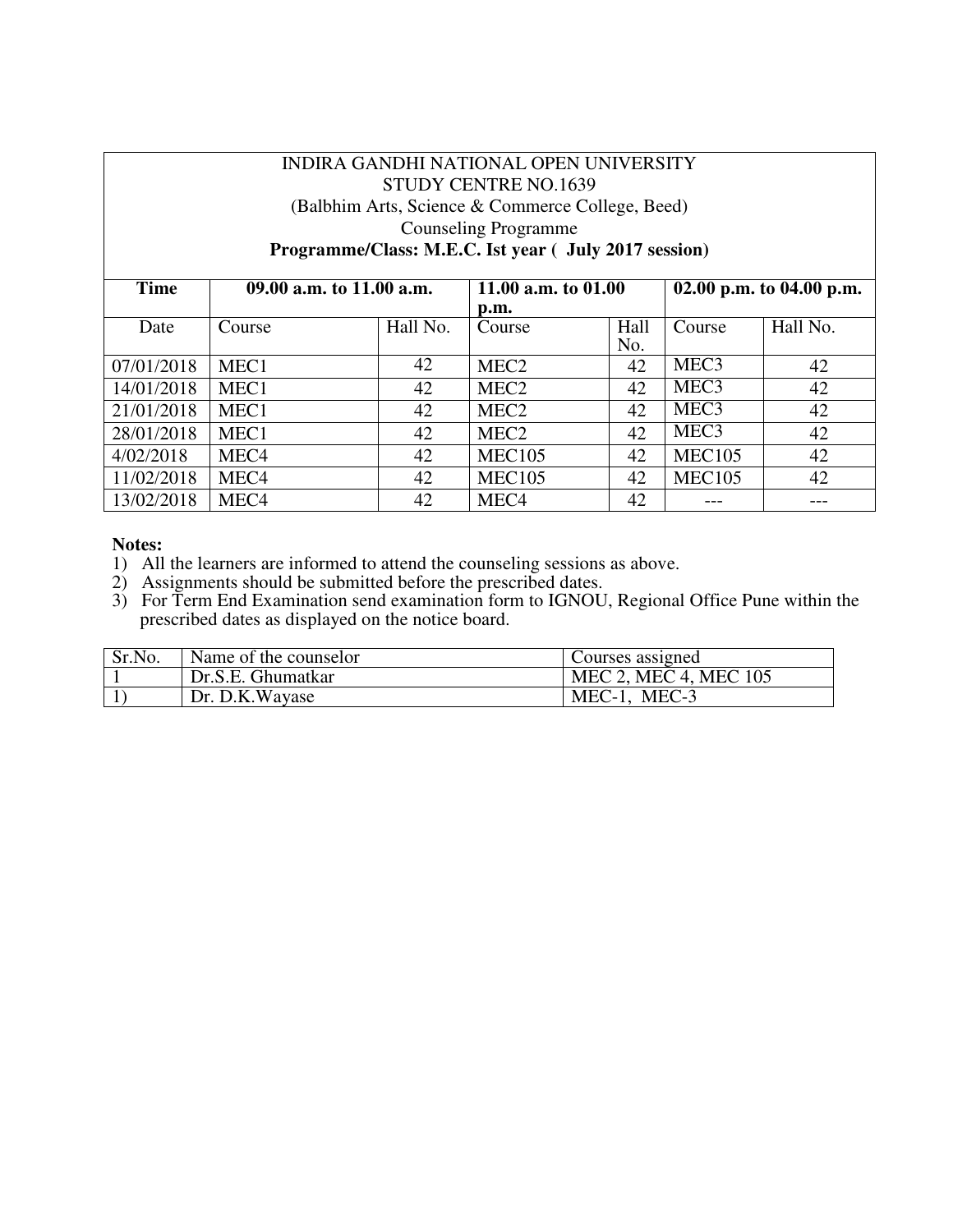INDIRA GANDHI NATIONAL OPEN UNIVERSITY
STUDY CENTRE NO.1639
(Balbhim Arts, Science & Commerce College, Beed)
Counseling Programme
**Programme/Class: M.E.C. Ist year ( July 2017 session)**

| **Time** | **09.00 a.m. to 11.00 a.m.** | | **11.00 a.m. to 01.00 p.m.** | | **02.00 p.m. to 04.00 p.m.** | |
|---|---|---|---|---|---|---|
| Date | Course | Hall No. | Course | Hall No. | Course | Hall No. |
| 07/01/2018 | MEC1 | 42 | MEC2 | 42 | MEC3 | 42 |
| 14/01/2018 | MEC1 | 42 | MEC2 | 42 | MEC3 | 42 |
| 21/01/2018 | MEC1 | 42 | MEC2 | 42 | MEC3 | 42 |
| 28/01/2018 | MEC1 | 42 | MEC2 | 42 | MEC3 | 42 |
| 4/02/2018 | MEC4 | 42 | MEC105 | 42 | MEC105 | 42 |
| 11/02/2018 | MEC4 | 42 | MEC105 | 42 | MEC105 | 42 |
| 13/02/2018 | MEC4 | 42 | MEC4 | 42 | --- | --- |

**Notes:**

1) All the learners are informed to attend the counseling sessions as above.
2) Assignments should be submitted before the prescribed dates.
3) For Term End Examination send examination form to IGNOU, Regional Office Pune within the prescribed dates as displayed on the notice board.

| Sr.No. | Name of the counselor | Courses assigned |
|---|---|---|
| 1 | Dr.S.E. Ghumatkar | MEC 2, MEC 4, MEC 105 |
| 1) | Dr. D.K.Wayase | MEC-1, MEC-3 |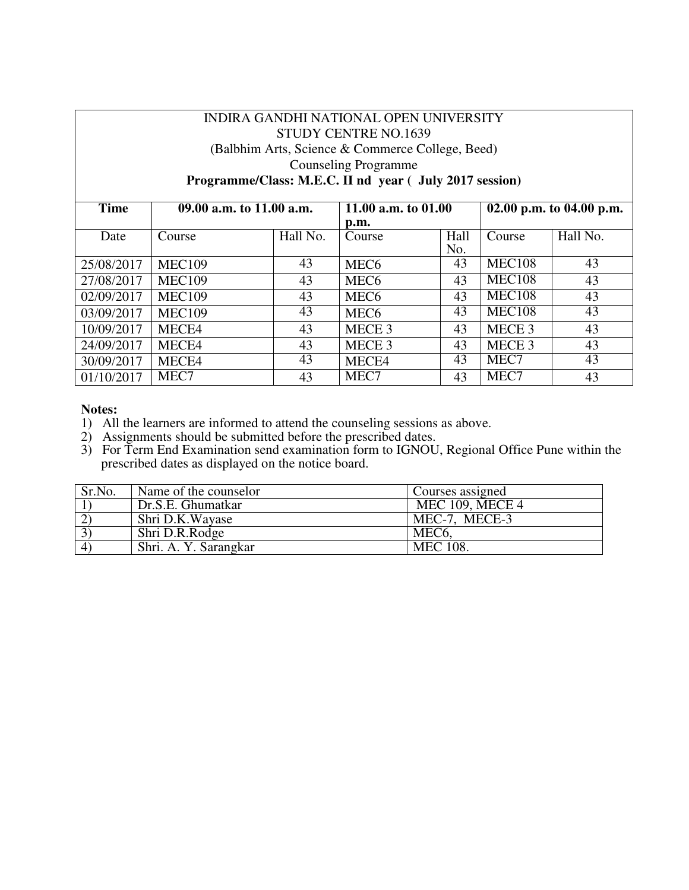INDIRA GANDHI NATIONAL OPEN UNIVERSITY
STUDY CENTRE NO.1639
(Balbhim Arts, Science & Commerce College, Beed)
Counseling Programme
**Programme/Class: M.E.C. II nd year ( July 2017 session)**

| **Time** | **09.00 a.m. to 11.00 a.m.** | | **11.00 a.m. to 01.00 p.m.** | | **02.00 p.m. to 04.00 p.m.** | |
|---|---|---|---|---|---|---|
| Date | Course | Hall No. | Course | Hall No. | Course | Hall No. |
| 25/08/2017 | MEC109 | 43 | MEC6 | 43 | MEC108 | 43 |
| 27/08/2017 | MEC109 | 43 | MEC6 | 43 | MEC108 | 43 |
| 02/09/2017 | MEC109 | 43 | MEC6 | 43 | MEC108 | 43 |
| 03/09/2017 | MEC109 | 43 | MEC6 | 43 | MEC108 | 43 |
| 10/09/2017 | MECE4 | 43 | MECE 3 | 43 | MECE 3 | 43 |
| 24/09/2017 | MECE4 | 43 | MECE 3 | 43 | MECE 3 | 43 |
| 30/09/2017 | MECE4 | 43 | MECE4 | 43 | MEC7 | 43 |
| 01/10/2017 | MEC7 | 43 | MEC7 | 43 | MEC7 | 43 |

**Notes:**

1) All the learners are informed to attend the counseling sessions as above.
2) Assignments should be submitted before the prescribed dates.
3) For Term End Examination send examination form to IGNOU, Regional Office Pune within the prescribed dates as displayed on the notice board.

| Sr.No. | Name of the counselor | Courses assigned |
|---|---|---|
| 1) | Dr.S.E. Ghumatkar | MEC 109, MECE 4 |
| 2) | Shri D.K.Wayase | MEC-7, MECE-3 |
| 3) | Shri D.R.Rodge | MEC6, |
| 4) | Shri. A. Y. Sarangkar | MEC 108. |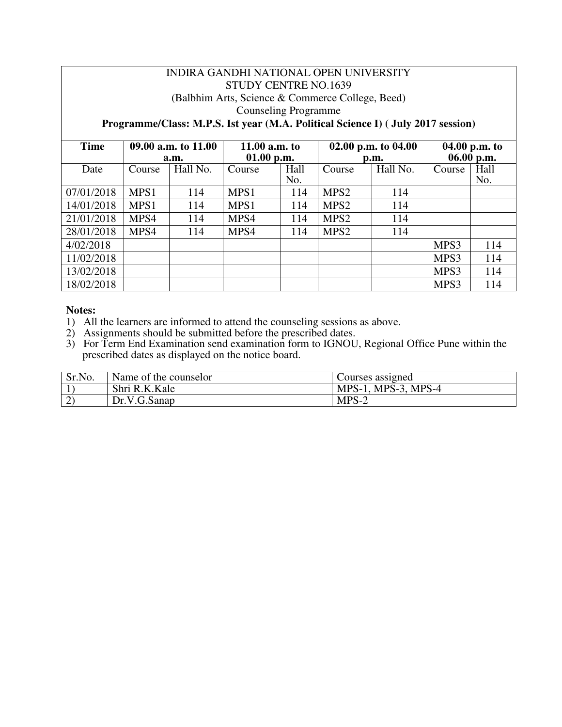INDIRA GANDHI NATIONAL OPEN UNIVERSITY
STUDY CENTRE NO.1639
(Balbhim Arts, Science & Commerce College, Beed)
Counseling Programme

**Programme/Class: M.P.S. Ist year (M.A. Political Science I) ( July 2017 session)**

| **Time** | **09.00 a.m. to 11.00 a.m.** | | **11.00 a.m. to 01.00 p.m.** | | **02.00 p.m. to 04.00 p.m.** | | **04.00 p.m. to 06.00 p.m.** | |
|---|---|---|---|---|---|---|---|---|
| Date | Course | Hall No. | Course | Hall No. | Course | Hall No. | Course | Hall No. |
| 07/01/2018 | MPS1 | 114 | MPS1 | 114 | MPS2 | 114 | | |
| 14/01/2018 | MPS1 | 114 | MPS1 | 114 | MPS2 | 114 | | |
| 21/01/2018 | MPS4 | 114 | MPS4 | 114 | MPS2 | 114 | | |
| 28/01/2018 | MPS4 | 114 | MPS4 | 114 | MPS2 | 114 | | |
| 4/02/2018 | | | | | | | MPS3 | 114 |
| 11/02/2018 | | | | | | | MPS3 | 114 |
| 13/02/2018 | | | | | | | MPS3 | 114 |
| 18/02/2018 | | | | | | | MPS3 | 114 |

**Notes:**

1) All the learners are informed to attend the counseling sessions as above.
2) Assignments should be submitted before the prescribed dates.
3) For Term End Examination send examination form to IGNOU, Regional Office Pune within the prescribed dates as displayed on the notice board.

| Sr.No. | Name of the counselor | Courses assigned |
|---|---|---|
| 1) | Shri R.K.Kale | MPS-1, MPS-3, MPS-4 |
| 2) | Dr.V.G.Sanap | MPS-2 |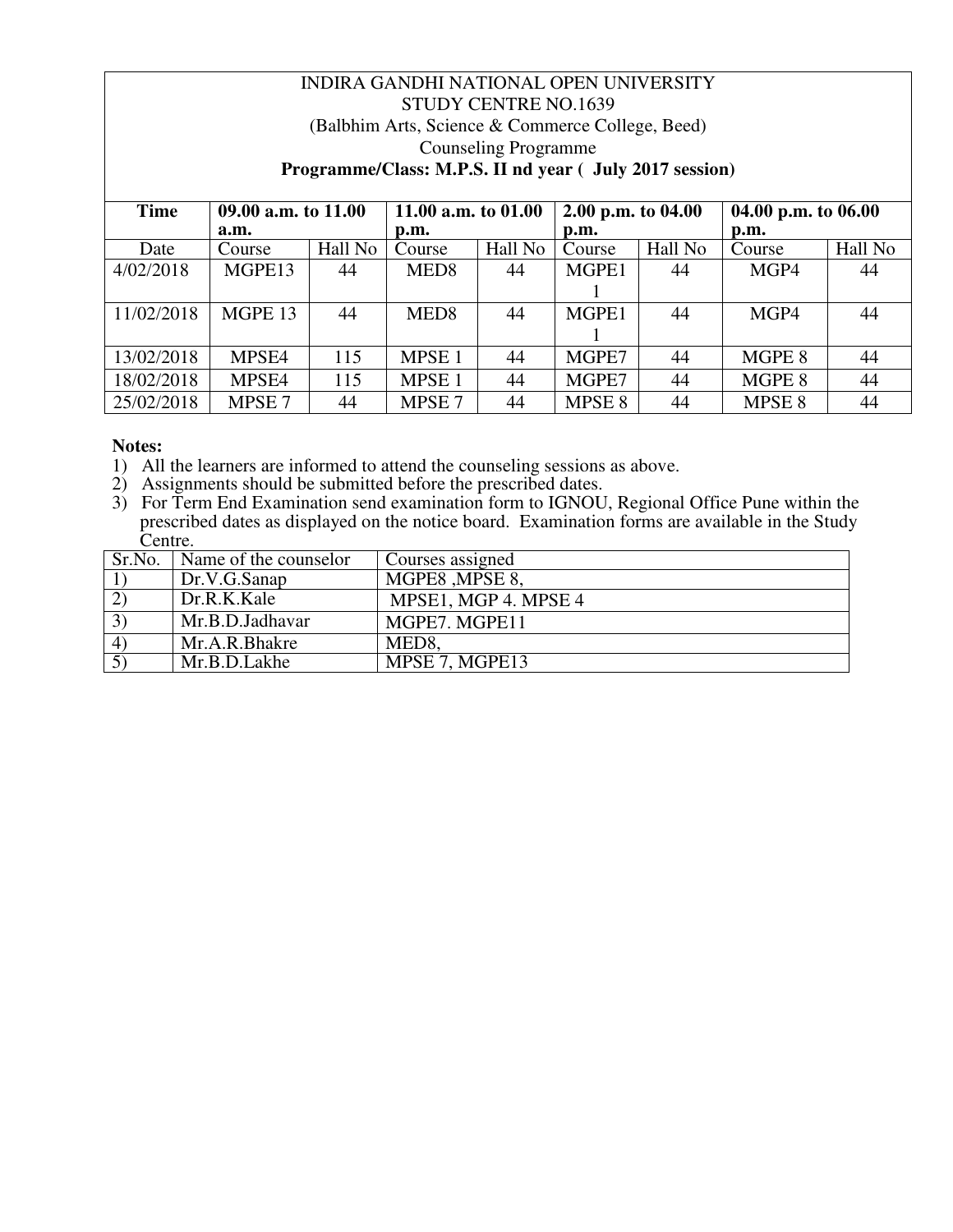INDIRA GANDHI NATIONAL OPEN UNIVERSITY
STUDY CENTRE NO.1639
(Balbhim Arts, Science & Commerce College, Beed)
Counseling Programme
**Programme/Class: M.P.S. II nd year ( July 2017 session)**

| Time | 09.00 a.m. to 11.00 a.m. | | 11.00 a.m. to 01.00 p.m. | | 2.00 p.m. to 04.00 p.m. | | 04.00 p.m. to 06.00 p.m. | |
|---|---|---|---|---|---|---|---|---|
| Date | Course | Hall No | Course | Hall No | Course | Hall No | Course | Hall No |
| 4/02/2018 | MGPE13 | 44 | MED8 | 44 | MGPE11 | 44 | MGP4 | 44 |
| 11/02/2018 | MGPE 13 | 44 | MED8 | 44 | MGPE11 | 44 | MGP4 | 44 |
| 13/02/2018 | MPSE4 | 115 | MPSE 1 | 44 | MGPE7 | 44 | MGPE 8 | 44 |
| 18/02/2018 | MPSE4 | 115 | MPSE 1 | 44 | MGPE7 | 44 | MGPE 8 | 44 |
| 25/02/2018 | MPSE 7 | 44 | MPSE 7 | 44 | MPSE 8 | 44 | MPSE 8 | 44 |

**Notes:**

1) All the learners are informed to attend the counseling sessions as above.
2) Assignments should be submitted before the prescribed dates.
3) For Term End Examination send examination form to IGNOU, Regional Office Pune within the prescribed dates as displayed on the notice board. Examination forms are available in the Study Centre.

| Sr.No. | Name of the counselor | Courses assigned |
|---|---|---|
| 1) | Dr.V.G.Sanap | MGPE8 ,MPSE 8, |
| 2) | Dr.R.K.Kale | MPSE1, MGP 4. MPSE 4 |
| 3) | Mr.B.D.Jadhavar | MGPE7. MGPE11 |
| 4) | Mr.A.R.Bhakre | MED8, |
| 5) | Mr.B.D.Lakhe | MPSE 7, MGPE13 |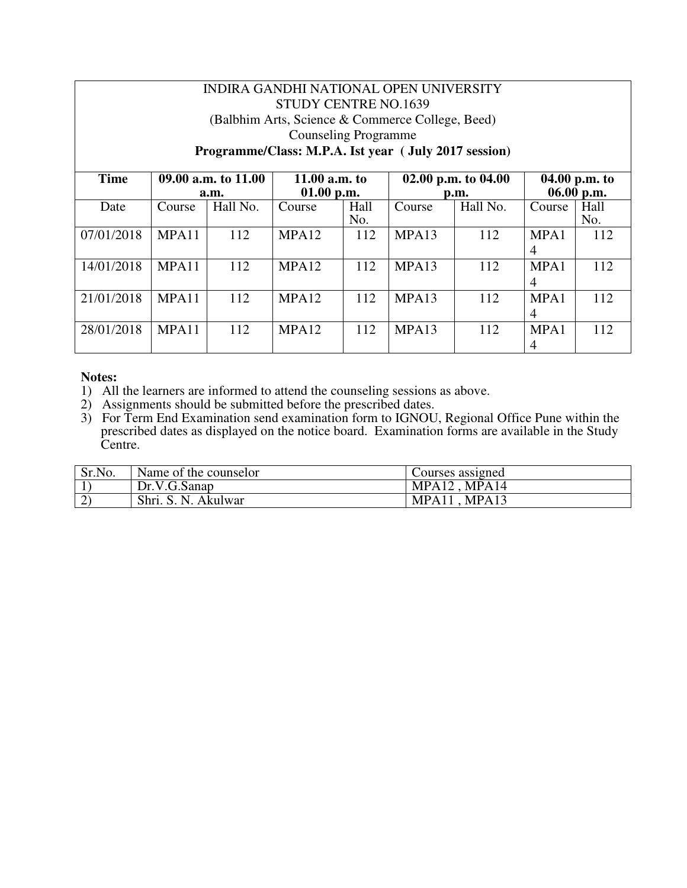INDIRA GANDHI NATIONAL OPEN UNIVERSITY
STUDY CENTRE NO.1639
(Balbhim Arts, Science & Commerce College, Beed)
Counseling Programme
**Programme/Class: M.P.A. Ist year ( July 2017 session)**

| **Time** | **09.00 a.m. to 11.00 a.m.** | | **11.00 a.m. to 01.00 p.m.** | | **02.00 p.m. to 04.00 p.m.** | | **04.00 p.m. to 06.00 p.m.** | |
|---|---|---|---|---|---|---|---|---|
| Date | Course | Hall No. | Course | Hall No. | Course | Hall No. | Course | Hall No. |
| 07/01/2018 | MPA11 | 112 | MPA12 | 112 | MPA13 | 112 | MPA14 | 112 |
| 14/01/2018 | MPA11 | 112 | MPA12 | 112 | MPA13 | 112 | MPA14 | 112 |
| 21/01/2018 | MPA11 | 112 | MPA12 | 112 | MPA13 | 112 | MPA14 | 112 |
| 28/01/2018 | MPA11 | 112 | MPA12 | 112 | MPA13 | 112 | MPA14 | 112 |

**Notes:**

1) All the learners are informed to attend the counseling sessions as above.
2) Assignments should be submitted before the prescribed dates.
3) For Term End Examination send examination form to IGNOU, Regional Office Pune within the prescribed dates as displayed on the notice board. Examination forms are available in the Study Centre.

| Sr.No. | Name of the counselor | Courses assigned |
|---|---|---|
| 1) | Dr.V.G.Sanap | MPA12 , MPA14 |
| 2) | Shri. S. N. Akulwar | MPA11 , MPA13 |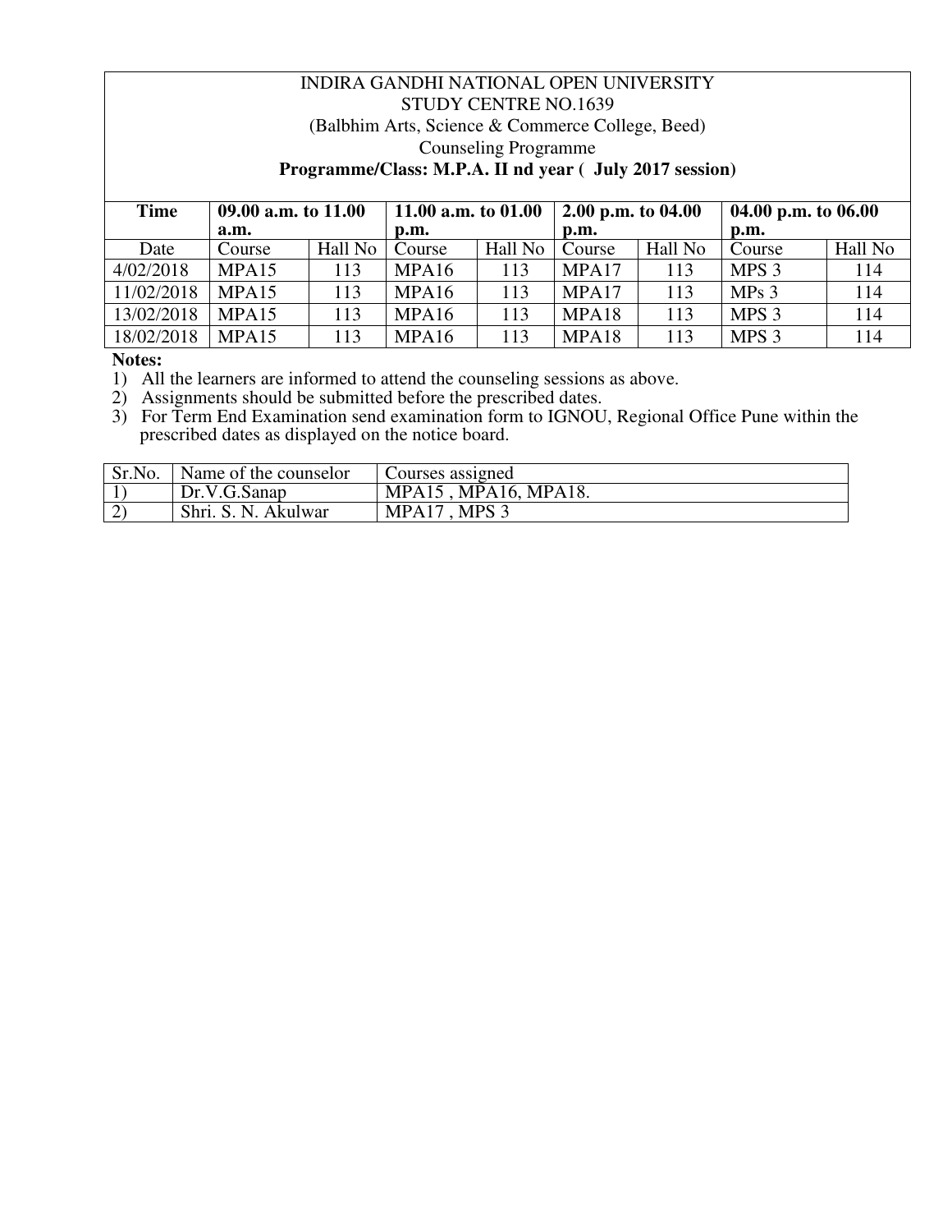INDIRA GANDHI NATIONAL OPEN UNIVERSITY
STUDY CENTRE NO.1639
(Balbhim Arts, Science & Commerce College, Beed)
Counseling Programme

**Programme/Class: M.P.A. II nd year ( July 2017 session)**

| **Time** | **09.00 a.m. to 11.00 a.m.** | | **11.00 a.m. to 01.00 p.m.** | | **2.00 p.m. to 04.00 p.m.** | | **04.00 p.m. to 06.00 p.m.** | |
|---|---|---|---|---|---|---|---|---|
| Date | Course | Hall No | Course | Hall No | Course | Hall No | Course | Hall No |
| 4/02/2018 | MPA15 | 113 | MPA16 | 113 | MPA17 | 113 | MPS 3 | 114 |
| 11/02/2018 | MPA15 | 113 | MPA16 | 113 | MPA17 | 113 | MPs 3 | 114 |
| 13/02/2018 | MPA15 | 113 | MPA16 | 113 | MPA18 | 113 | MPS 3 | 114 |
| 18/02/2018 | MPA15 | 113 | MPA16 | 113 | MPA18 | 113 | MPS 3 | 114 |

**Notes:**

1) All the learners are informed to attend the counseling sessions as above.
2) Assignments should be submitted before the prescribed dates.
3) For Term End Examination send examination form to IGNOU, Regional Office Pune within the prescribed dates as displayed on the notice board.

| Sr.No. | Name of the counselor | Courses assigned |
|---|---|---|
| 1) | Dr.V.G.Sanap | MPA15 , MPA16, MPA18. |
| 2) | Shri. S. N. Akulwar | MPA17 , MPS 3 |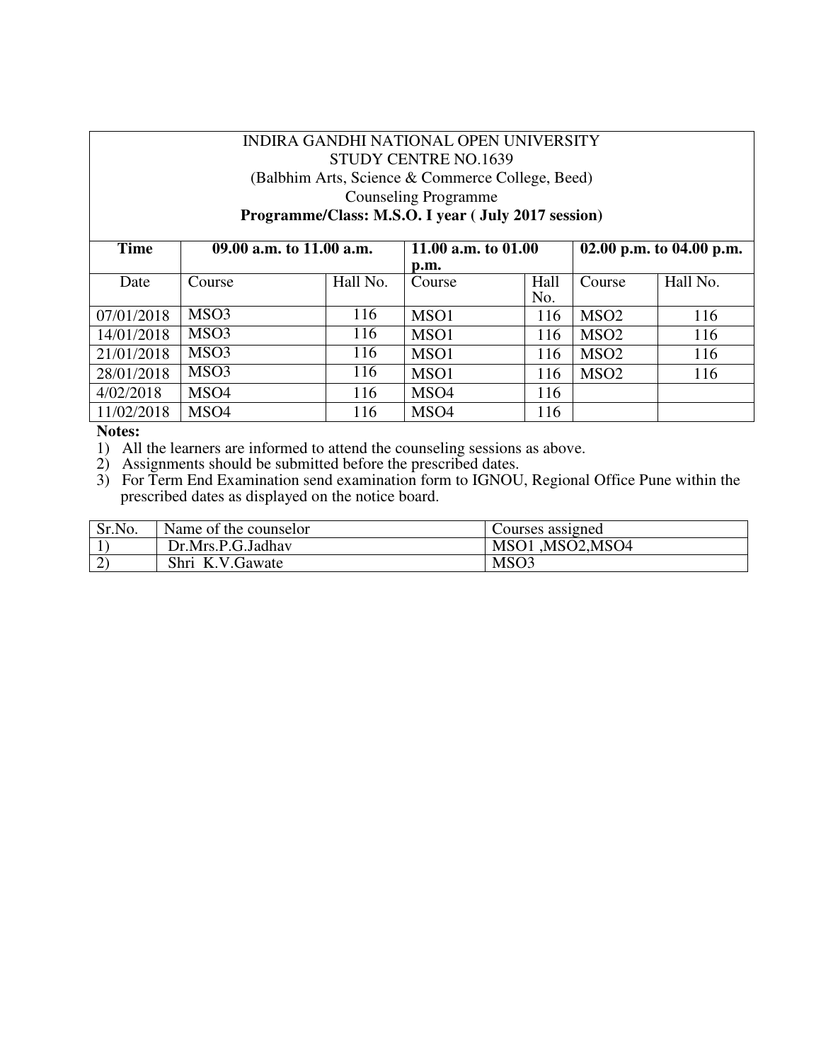INDIRA GANDHI NATIONAL OPEN UNIVERSITY
STUDY CENTRE NO.1639
(Balbhim Arts, Science & Commerce College, Beed)
Counseling Programme
**Programme/Class: M.S.O. I year ( July 2017 session)**

| Time | 09.00 a.m. to 11.00 a.m. | | 11.00 a.m. to 01.00 p.m. | | 02.00 p.m. to 04.00 p.m. | |
|---|---|---|---|---|---|---|
| Date | Course | Hall No. | Course | Hall No. | Course | Hall No. |
| 07/01/2018 | MSO3 | 116 | MSO1 | 116 | MSO2 | 116 |
| 14/01/2018 | MSO3 | 116 | MSO1 | 116 | MSO2 | 116 |
| 21/01/2018 | MSO3 | 116 | MSO1 | 116 | MSO2 | 116 |
| 28/01/2018 | MSO3 | 116 | MSO1 | 116 | MSO2 | 116 |
| 4/02/2018 | MSO4 | 116 | MSO4 | 116 | | |
| 11/02/2018 | MSO4 | 116 | MSO4 | 116 | | |

**Notes:**

1) All the learners are informed to attend the counseling sessions as above.
2) Assignments should be submitted before the prescribed dates.
3) For Term End Examination send examination form to IGNOU, Regional Office Pune within the prescribed dates as displayed on the notice board.

| Sr.No. | Name of the counselor | Courses assigned |
|---|---|---|
| 1) | Dr.Mrs.P.G.Jadhav | MSO1 ,MSO2,MSO4 |
| 2) | Shri K.V.Gawate | MSO3 |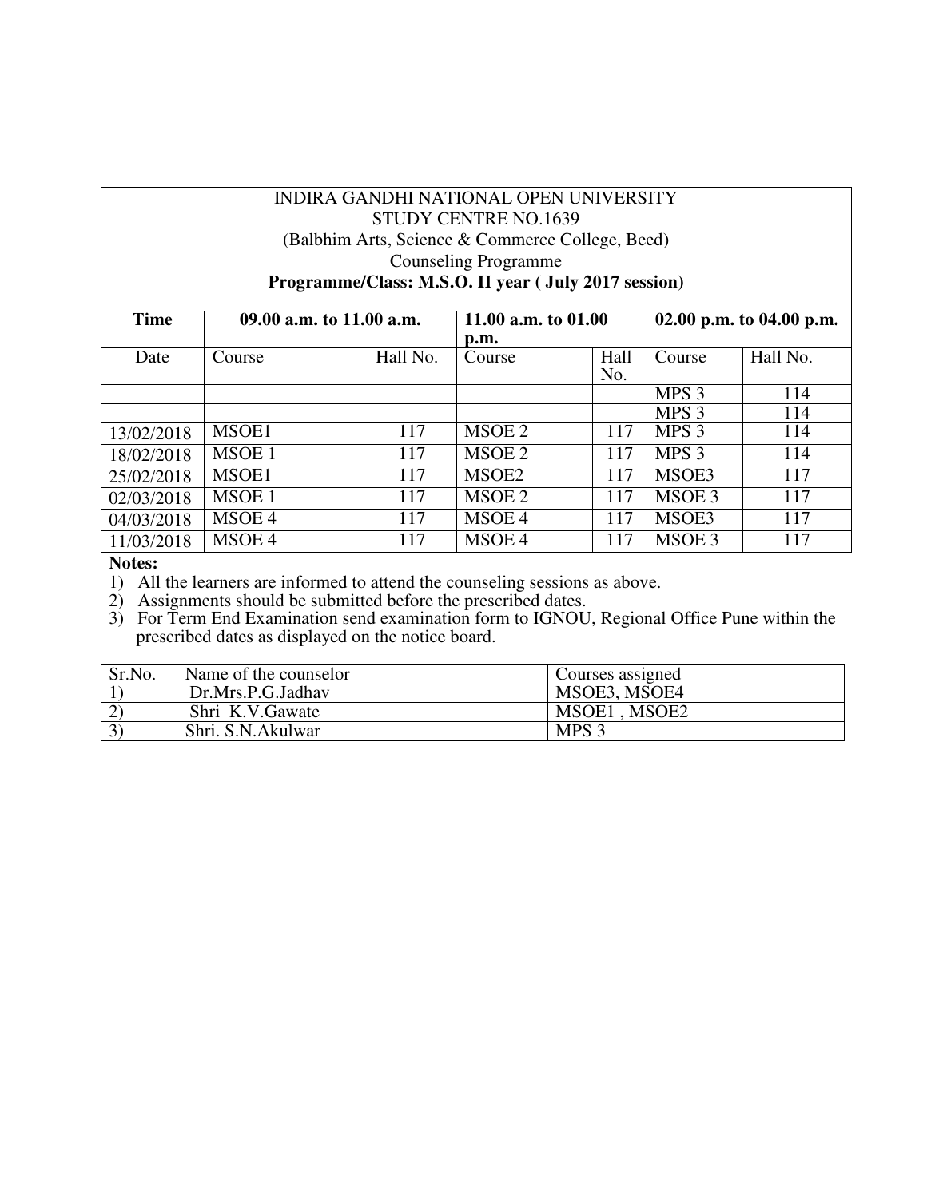INDIRA GANDHI NATIONAL OPEN UNIVERSITY
STUDY CENTRE NO.1639
(Balbhim Arts, Science & Commerce College, Beed)
Counseling Programme

**Programme/Class: M.S.O. II year ( July 2017 session)**

| **Time** | **09.00 a.m. to 11.00 a.m.** | | **11.00 a.m. to 01.00 p.m.** | | **02.00 p.m. to 04.00 p.m.** | |
|---|---|---|---|---|---|---|
| Date | Course | Hall No. | Course | Hall No. | Course | Hall No. |
| | | | | | MPS 3 | 114 |
| | | | | | MPS 3 | 114 |
| 13/02/2018 | MSOE1 | 117 | MSOE 2 | 117 | MPS 3 | 114 |
| 18/02/2018 | MSOE 1 | 117 | MSOE 2 | 117 | MPS 3 | 114 |
| 25/02/2018 | MSOE1 | 117 | MSOE2 | 117 | MSOE3 | 117 |
| 02/03/2018 | MSOE 1 | 117 | MSOE 2 | 117 | MSOE 3 | 117 |
| 04/03/2018 | MSOE 4 | 117 | MSOE 4 | 117 | MSOE3 | 117 |
| 11/03/2018 | MSOE 4 | 117 | MSOE 4 | 117 | MSOE 3 | 117 |

**Notes:**

1) All the learners are informed to attend the counseling sessions as above.
2) Assignments should be submitted before the prescribed dates.
3) For Term End Examination send examination form to IGNOU, Regional Office Pune within the prescribed dates as displayed on the notice board.

| Sr.No. | Name of the counselor | Courses assigned |
|---|---|---|
| 1) | Dr.Mrs.P.G.Jadhav | MSOE3, MSOE4 |
| 2) | Shri K.V.Gawate | MSOE1 , MSOE2 |
| 3) | Shri. S.N.Akulwar | MPS 3 |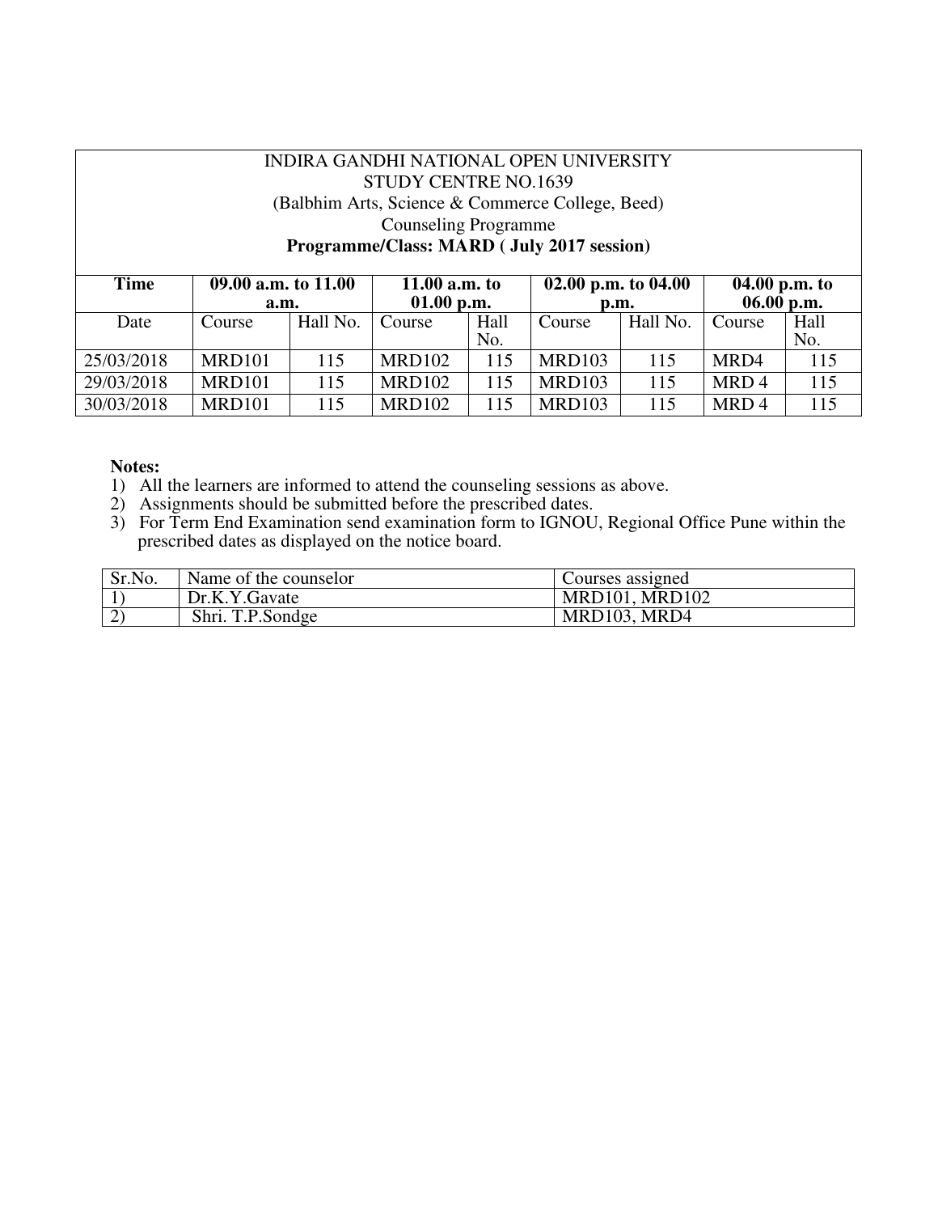INDIRA GANDHI NATIONAL OPEN UNIVERSITY
STUDY CENTRE NO.1639
(Balbhim Arts, Science & Commerce College, Beed)
Counseling Programme
**Programme/Class: MARD ( July 2017 session)**

| **Time** | **09.00 a.m. to 11.00 a.m.** | | **11.00 a.m. to 01.00 p.m.** | | **02.00 p.m. to 04.00 p.m.** | | **04.00 p.m. to 06.00 p.m.** | |
|---|---|---|---|---|---|---|---|---|
| Date | Course | Hall No. | Course | Hall No. | Course | Hall No. | Course | Hall No. |
| 25/03/2018 | MRD101 | 115 | MRD102 | 115 | MRD103 | 115 | MRD4 | 115 |
| 29/03/2018 | MRD101 | 115 | MRD102 | 115 | MRD103 | 115 | MRD 4 | 115 |
| 30/03/2018 | MRD101 | 115 | MRD102 | 115 | MRD103 | 115 | MRD 4 | 115 |

**Notes:**

1) All the learners are informed to attend the counseling sessions as above.
2) Assignments should be submitted before the prescribed dates.
3) For Term End Examination send examination form to IGNOU, Regional Office Pune within the prescribed dates as displayed on the notice board.

| Sr.No. | Name of the counselor | Courses assigned |
|---|---|---|
| 1) | Dr.K.Y.Gavate | MRD101, MRD102 |
| 2) | Shri. T.P.Sondge | MRD103, MRD4 |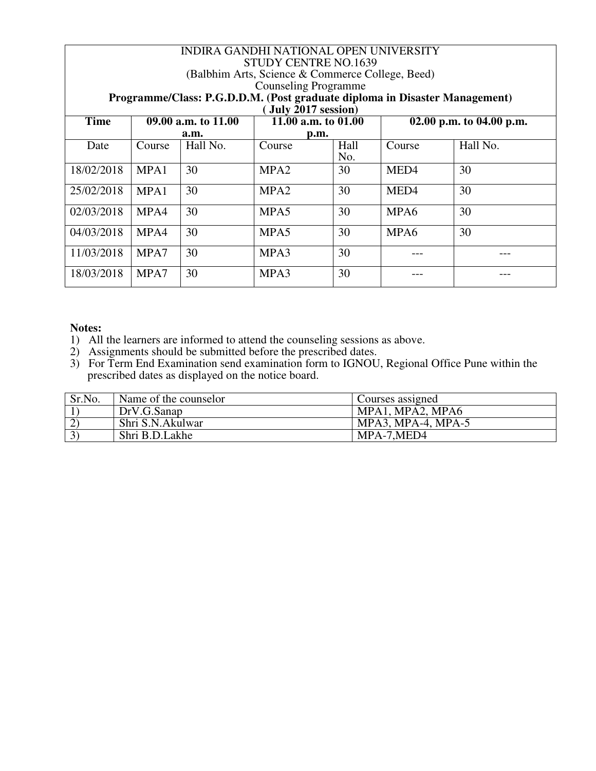INDIRA GANDHI NATIONAL OPEN UNIVERSITY
STUDY CENTRE NO.1639
(Balbhim Arts, Science & Commerce College, Beed)
Counseling Programme
**Programme/Class: P.G.D.D.M. (Post graduate diploma in Disaster Management)**
**( July 2017 session)**

| **Time** | **09.00 a.m. to 11.00 a.m.** | | **11.00 a.m. to 01.00 p.m.** | | **02.00 p.m. to 04.00 p.m.** | |
|---|---|---|---|---|---|---|
| Date | Course | Hall No. | Course | Hall No. | Course | Hall No. |
| 18/02/2018 | MPA1 | 30 | MPA2 | 30 | MED4 | 30 |
| 25/02/2018 | MPA1 | 30 | MPA2 | 30 | MED4 | 30 |
| 02/03/2018 | MPA4 | 30 | MPA5 | 30 | MPA6 | 30 |
| 04/03/2018 | MPA4 | 30 | MPA5 | 30 | MPA6 | 30 |
| 11/03/2018 | MPA7 | 30 | MPA3 | 30 | --- | --- |
| 18/03/2018 | MPA7 | 30 | MPA3 | 30 | --- | --- |

**Notes:**
1) All the learners are informed to attend the counseling sessions as above.
2) Assignments should be submitted before the prescribed dates.
3) For Term End Examination send examination form to IGNOU, Regional Office Pune within the prescribed dates as displayed on the notice board.

| Sr.No. | Name of the counselor | Courses assigned |
|---|---|---|
| 1) | DrV.G.Sanap | MPA1, MPA2, MPA6 |
| 2) | Shri S.N.Akulwar | MPA3, MPA-4, MPA-5 |
| 3) | Shri B.D.Lakhe | MPA-7,MED4 |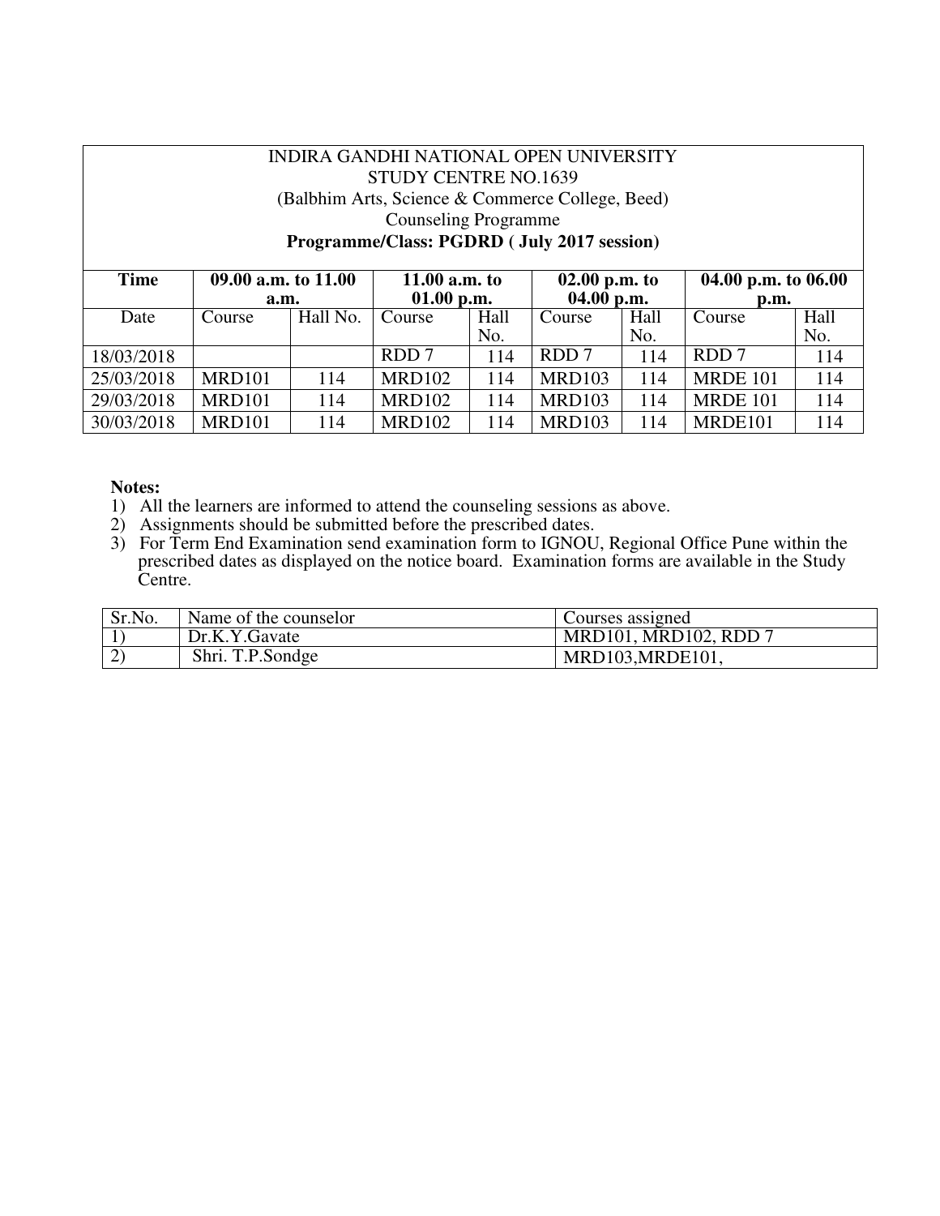INDIRA GANDHI NATIONAL OPEN UNIVERSITY
STUDY CENTRE NO.1639
(Balbhim Arts, Science & Commerce College, Beed)
Counseling Programme
**Programme/Class: PGDRD ( July 2017 session)**

| **Time** | **09.00 a.m. to 11.00 a.m.** | | **11.00 a.m. to 01.00 p.m.** | | **02.00 p.m. to 04.00 p.m.** | | **04.00 p.m. to 06.00 p.m.** | |
|---|---|---|---|---|---|---|---|---|
| Date | Course | Hall No. | Course | Hall No. | Course | Hall No. | Course | Hall No. |
| 18/03/2018 | | | RDD 7 | 114 | RDD 7 | 114 | RDD 7 | 114 |
| 25/03/2018 | MRD101 | 114 | MRD102 | 114 | MRD103 | 114 | MRDE 101 | 114 |
| 29/03/2018 | MRD101 | 114 | MRD102 | 114 | MRD103 | 114 | MRDE 101 | 114 |
| 30/03/2018 | MRD101 | 114 | MRD102 | 114 | MRD103 | 114 | MRDE101 | 114 |

**Notes:**

1) All the learners are informed to attend the counseling sessions as above.
2) Assignments should be submitted before the prescribed dates.
3) For Term End Examination send examination form to IGNOU, Regional Office Pune within the prescribed dates as displayed on the notice board. Examination forms are available in the Study Centre.

| Sr.No. | Name of the counselor | Courses assigned |
|---|---|---|
| 1) | Dr.K.Y.Gavate | MRD101, MRD102, RDD 7 |
| 2) | Shri. T.P.Sondge | MRD103,MRDE101, |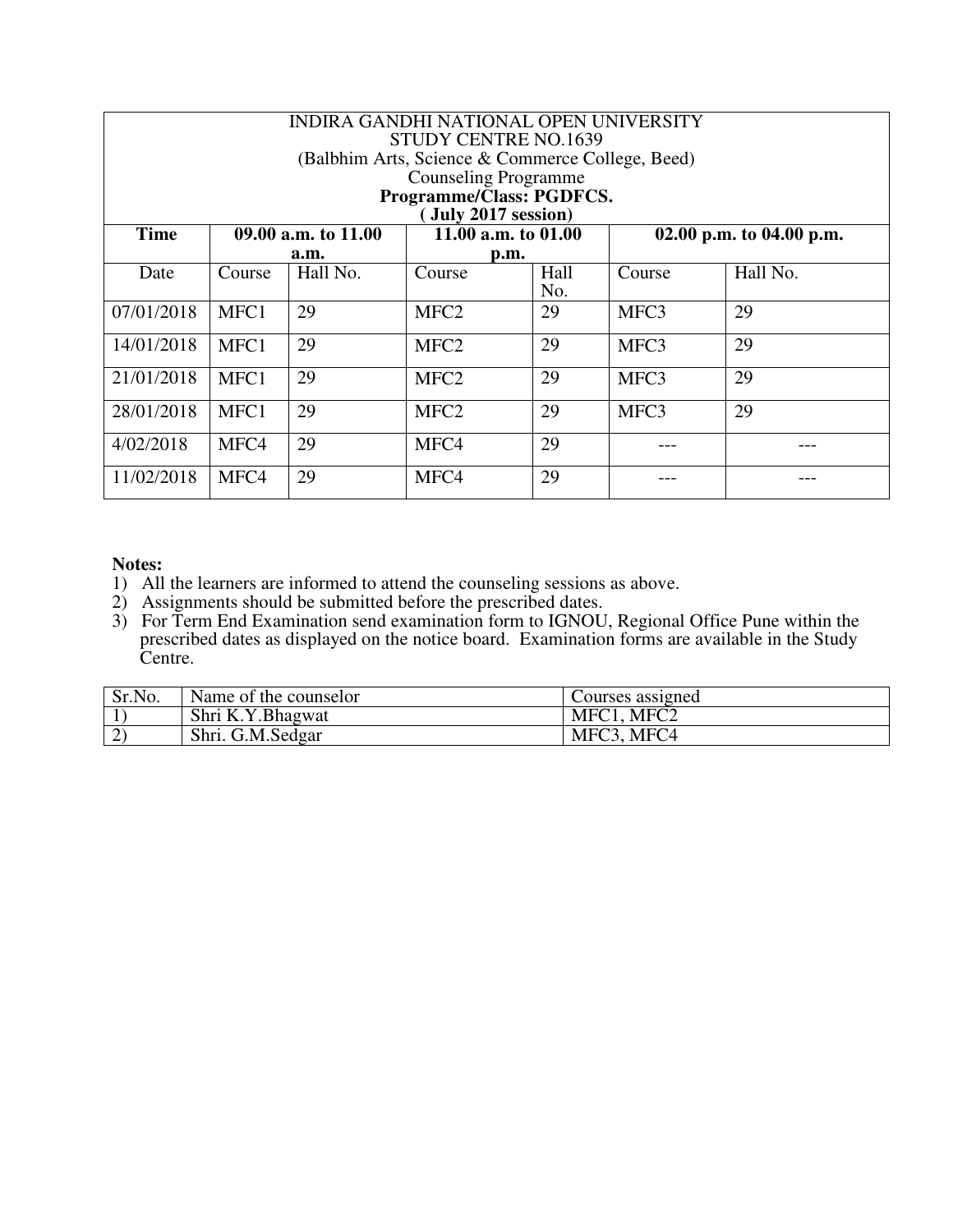INDIRA GANDHI NATIONAL OPEN UNIVERSITY
STUDY CENTRE NO.1639
(Balbhim Arts, Science & Commerce College, Beed)
Counseling Programme
**Programme/Class: PGDFCS.**
**( July 2017 session)**

| **Time** | **09.00 a.m. to 11.00 a.m.** | | **11.00 a.m. to 01.00 p.m.** | | **02.00 p.m. to 04.00 p.m.** | |
|---|---|---|---|---|---|---|
| Date | Course | Hall No. | Course | Hall No. | Course | Hall No. |
| 07/01/2018 | MFC1 | 29 | MFC2 | 29 | MFC3 | 29 |
| 14/01/2018 | MFC1 | 29 | MFC2 | 29 | MFC3 | 29 |
| 21/01/2018 | MFC1 | 29 | MFC2 | 29 | MFC3 | 29 |
| 28/01/2018 | MFC1 | 29 | MFC2 | 29 | MFC3 | 29 |
| 4/02/2018 | MFC4 | 29 | MFC4 | 29 | --- | --- |
| 11/02/2018 | MFC4 | 29 | MFC4 | 29 | --- | --- |

**Notes:**

1) All the learners are informed to attend the counseling sessions as above.
2) Assignments should be submitted before the prescribed dates.
3) For Term End Examination send examination form to IGNOU, Regional Office Pune within the prescribed dates as displayed on the notice board. Examination forms are available in the Study Centre.

| Sr.No. | Name of the counselor | Courses assigned |
|---|---|---|
| 1) | Shri K.Y.Bhagwat | MFC1, MFC2 |
| 2) | Shri. G.M.Sedgar | MFC3, MFC4 |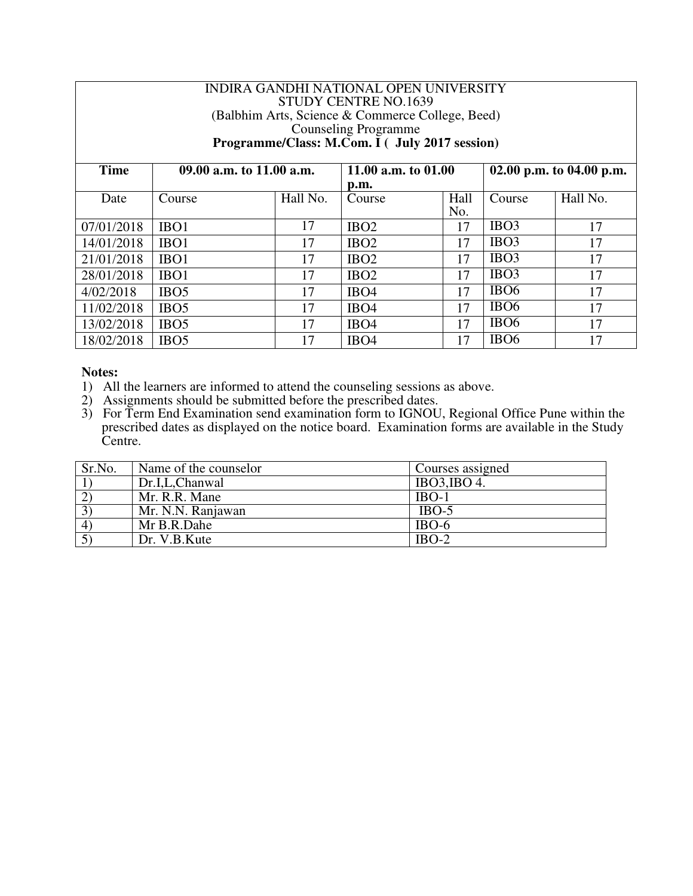INDIRA GANDHI NATIONAL OPEN UNIVERSITY
STUDY CENTRE NO.1639
(Balbhim Arts, Science & Commerce College, Beed)
Counseling Programme
**Programme/Class: M.Com. I ( July 2017 session)**

| **Time** | **09.00 a.m. to 11.00 a.m.** | | **11.00 a.m. to 01.00 p.m.** | | **02.00 p.m. to 04.00 p.m.** | |
|---|---|---|---|---|---|---|
| Date | Course | Hall No. | Course | Hall No. | Course | Hall No. |
| 07/01/2018 | IBO1 | 17 | IBO2 | 17 | IBO3 | 17 |
| 14/01/2018 | IBO1 | 17 | IBO2 | 17 | IBO3 | 17 |
| 21/01/2018 | IBO1 | 17 | IBO2 | 17 | IBO3 | 17 |
| 28/01/2018 | IBO1 | 17 | IBO2 | 17 | IBO3 | 17 |
| 4/02/2018 | IBO5 | 17 | IBO4 | 17 | IBO6 | 17 |
| 11/02/2018 | IBO5 | 17 | IBO4 | 17 | IBO6 | 17 |
| 13/02/2018 | IBO5 | 17 | IBO4 | 17 | IBO6 | 17 |
| 18/02/2018 | IBO5 | 17 | IBO4 | 17 | IBO6 | 17 |

**Notes:**

1) All the learners are informed to attend the counseling sessions as above.
2) Assignments should be submitted before the prescribed dates.
3) For Term End Examination send examination form to IGNOU, Regional Office Pune within the prescribed dates as displayed on the notice board. Examination forms are available in the Study Centre.

| Sr.No. | Name of the counselor | Courses assigned |
|---|---|---|
| 1) | Dr.I,L,Chanwal | IBO3,IBO 4. |
| 2) | Mr. R.R. Mane | IBO-1 |
| 3) | Mr. N.N. Ranjawan | IBO-5 |
| 4) | Mr B.R.Dahe | IBO-6 |
| 5) | Dr. V.B.Kute | IBO-2 |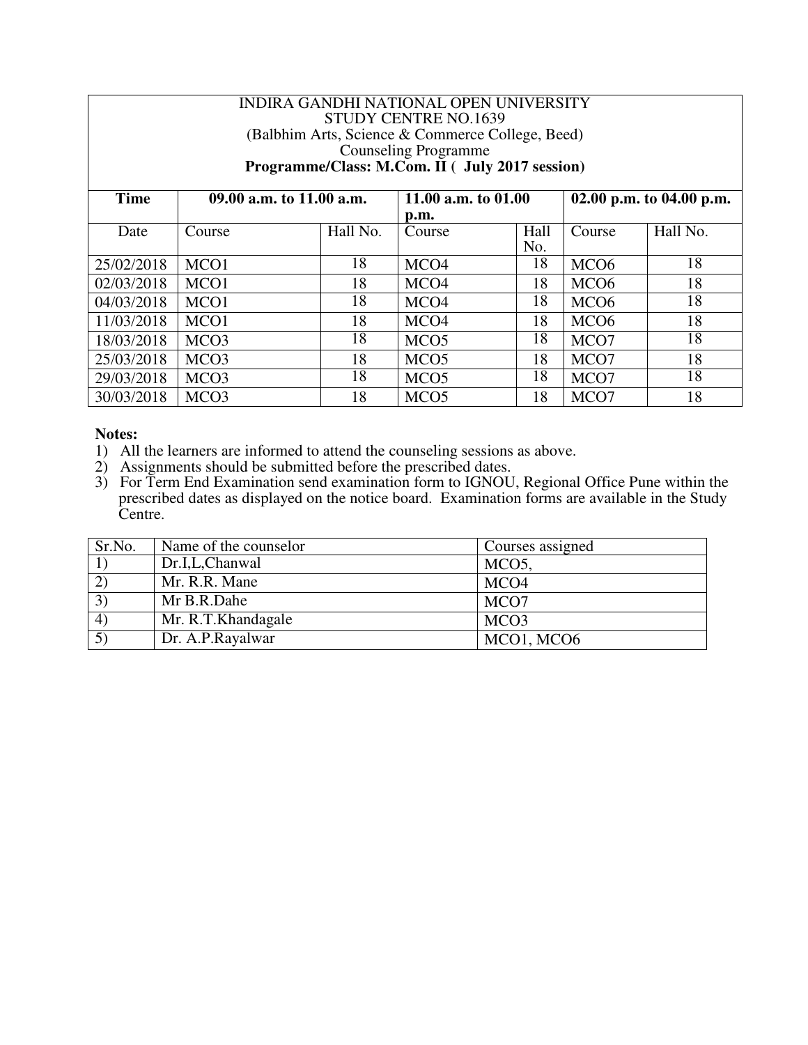INDIRA GANDHI NATIONAL OPEN UNIVERSITY
STUDY CENTRE NO.1639
(Balbhim Arts, Science & Commerce College, Beed)
Counseling Programme
**Programme/Class: M.Com. II ( July 2017 session)**

| Time | 09.00 a.m. to 11.00 a.m. | | 11.00 a.m. to 01.00 p.m. | | 02.00 p.m. to 04.00 p.m. | |
|---|---|---|---|---|---|---|
| Date | Course | Hall No. | Course | Hall No. | Course | Hall No. |
| 25/02/2018 | MCO1 | 18 | MCO4 | 18 | MCO6 | 18 |
| 02/03/2018 | MCO1 | 18 | MCO4 | 18 | MCO6 | 18 |
| 04/03/2018 | MCO1 | 18 | MCO4 | 18 | MCO6 | 18 |
| 11/03/2018 | MCO1 | 18 | MCO4 | 18 | MCO6 | 18 |
| 18/03/2018 | MCO3 | 18 | MCO5 | 18 | MCO7 | 18 |
| 25/03/2018 | MCO3 | 18 | MCO5 | 18 | MCO7 | 18 |
| 29/03/2018 | MCO3 | 18 | MCO5 | 18 | MCO7 | 18 |
| 30/03/2018 | MCO3 | 18 | MCO5 | 18 | MCO7 | 18 |

**Notes:**

1) All the learners are informed to attend the counseling sessions as above.
2) Assignments should be submitted before the prescribed dates.
3) For Term End Examination send examination form to IGNOU, Regional Office Pune within the prescribed dates as displayed on the notice board. Examination forms are available in the Study Centre.

| Sr.No. | Name of the counselor | Courses assigned |
|---|---|---|
| 1) | Dr.I,L,Chanwal | MCO5, |
| 2) | Mr. R.R. Mane | MCO4 |
| 3) | Mr B.R.Dahe | MCO7 |
| 4) | Mr. R.T.Khandagale | MCO3 |
| 5) | Dr. A.P.Rayalwar | MCO1, MCO6 |